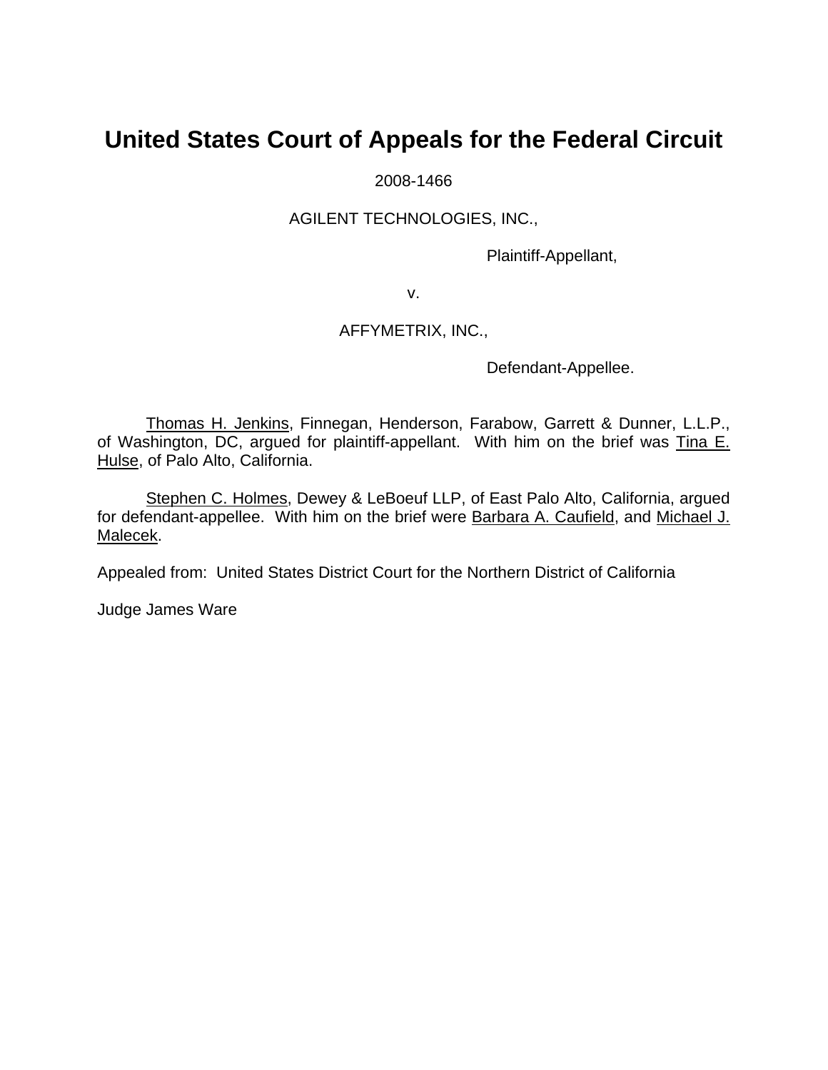# United States Court of Appeals for the Federal Circuit

2008-1466

AGILENT TECHNOLOGIES, INC.,

Plaintiff-Appellant,

v.

AFFYMETRIX, INC.,

Defendant-Appellee.

Thomas H. Jenkins, Finnegan, Henderson, Farabow, Garrett & Dunner, L.L.P., of Washington, DC, argued for plaintiff-appellant. With him on the brief was Tina E. Hulse, of Palo Alto, California.

Stephen C. Holmes, Dewey & LeBoeuf LLP, of East Palo Alto, California, argued for defendant-appellee. With him on the brief were Barbara A. Caufield, and Michael J. Malecek.

Appealed from: United States District Court for the Northern District of California

Judge James Ware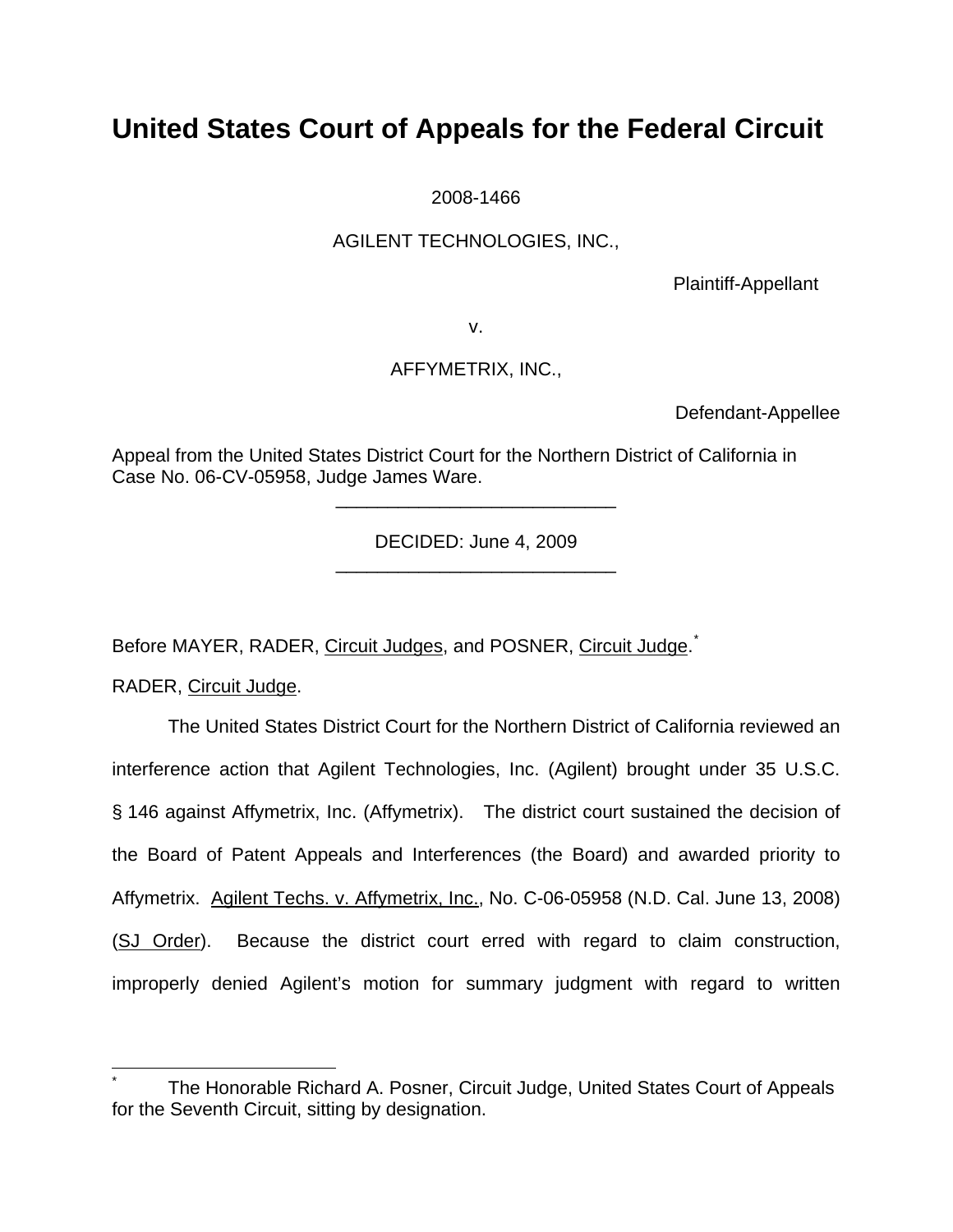# United States Court of Appeals for the Federal Circuit

2008-1466

AGILENT TECHNOLOGIES, INC.,

Plaintiff-Appellant

v.

AFFYMETRIX, INC.,

Defendant-Appellee

Appeal from the United States District Court for the Northern District of California in Case No. 06-CV-05958, Judge James Ware.

---

DECIDED: June 4, 2009

---

Before MAYER, RADER, Circuit Judges, and POSNER, Circuit Judge.*

RADER, Circuit Judge.

The United States District Court for the Northern District of California reviewed an interference action that Agilent Technologies, Inc. (Agilent) brought under 35 U.S.C. § 146 against Affymetrix, Inc. (Affymetrix). The district court sustained the decision of the Board of Patent Appeals and Interferences (the Board) and awarded priority to Affymetrix. Agilent Techs. v. Affymetrix, Inc., No. C-06-05958 (N.D. Cal. June 13, 2008) (SJ Order). Because the district court erred with regard to claim construction, improperly denied Agilent's motion for summary judgment with regard to written

---

* The Honorable Richard A. Posner, Circuit Judge, United States Court of Appeals for the Seventh Circuit, sitting by designation.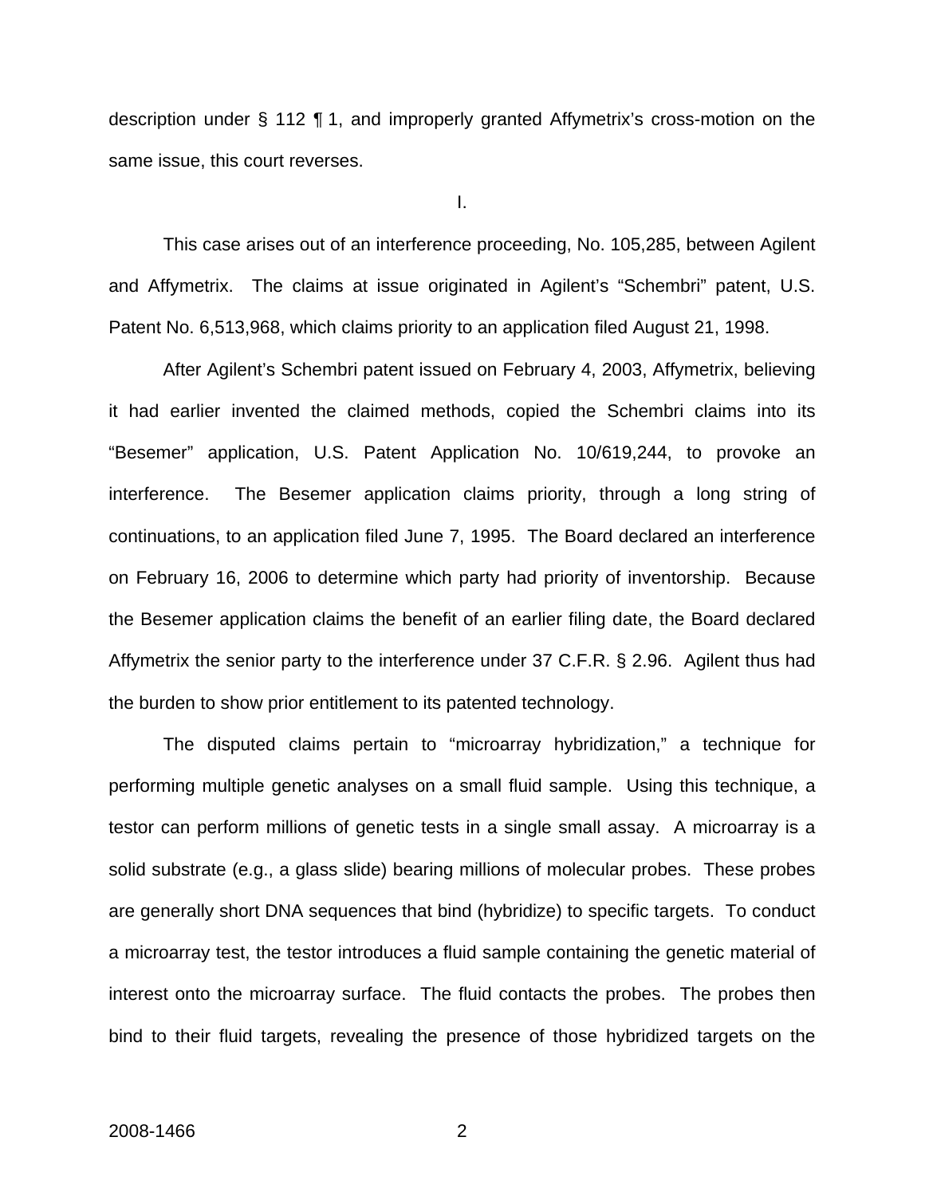description under § 112 ¶ 1, and improperly granted Affymetrix's cross-motion on the same issue, this court reverses.

I.

This case arises out of an interference proceeding, No. 105,285, between Agilent and Affymetrix. The claims at issue originated in Agilent's "Schembri" patent, U.S. Patent No. 6,513,968, which claims priority to an application filed August 21, 1998.

After Agilent's Schembri patent issued on February 4, 2003, Affymetrix, believing it had earlier invented the claimed methods, copied the Schembri claims into its "Besemer" application, U.S. Patent Application No. 10/619,244, to provoke an interference. The Besemer application claims priority, through a long string of continuations, to an application filed June 7, 1995. The Board declared an interference on February 16, 2006 to determine which party had priority of inventorship. Because the Besemer application claims the benefit of an earlier filing date, the Board declared Affymetrix the senior party to the interference under 37 C.F.R. § 2.96. Agilent thus had the burden to show prior entitlement to its patented technology.

The disputed claims pertain to "microarray hybridization," a technique for performing multiple genetic analyses on a small fluid sample. Using this technique, a testor can perform millions of genetic tests in a single small assay. A microarray is a solid substrate (e.g., a glass slide) bearing millions of molecular probes. These probes are generally short DNA sequences that bind (hybridize) to specific targets. To conduct a microarray test, the testor introduces a fluid sample containing the genetic material of interest onto the microarray surface. The fluid contacts the probes. The probes then bind to their fluid targets, revealing the presence of those hybridized targets on the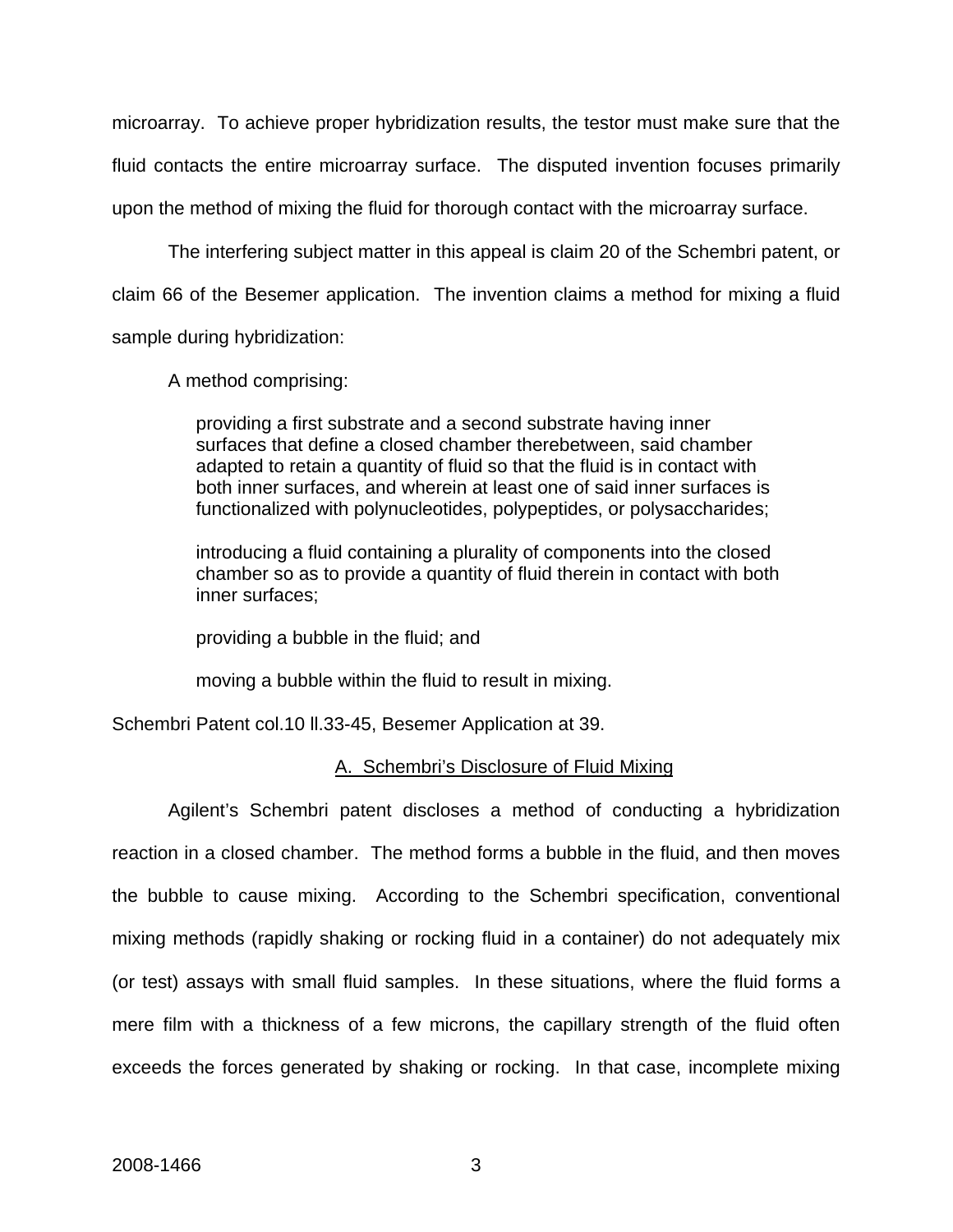microarray. To achieve proper hybridization results, the testor must make sure that the fluid contacts the entire microarray surface. The disputed invention focuses primarily upon the method of mixing the fluid for thorough contact with the microarray surface.

The interfering subject matter in this appeal is claim 20 of the Schembri patent, or claim 66 of the Besemer application. The invention claims a method for mixing a fluid sample during hybridization:

A method comprising:

> providing a first substrate and a second substrate having inner surfaces that define a closed chamber therebetween, said chamber adapted to retain a quantity of fluid so that the fluid is in contact with both inner surfaces, and wherein at least one of said inner surfaces is functionalized with polynucleotides, polypeptides, or polysaccharides;
>
> introducing a fluid containing a plurality of components into the closed chamber so as to provide a quantity of fluid therein in contact with both inner surfaces;
>
> providing a bubble in the fluid; and
>
> moving a bubble within the fluid to result in mixing.

Schembri Patent col.10 ll.33-45, Besemer Application at 39.

## A. Schembri's Disclosure of Fluid Mixing

Agilent's Schembri patent discloses a method of conducting a hybridization reaction in a closed chamber. The method forms a bubble in the fluid, and then moves the bubble to cause mixing. According to the Schembri specification, conventional mixing methods (rapidly shaking or rocking fluid in a container) do not adequately mix (or test) assays with small fluid samples. In these situations, where the fluid forms a mere film with a thickness of a few microns, the capillary strength of the fluid often exceeds the forces generated by shaking or rocking. In that case, incomplete mixing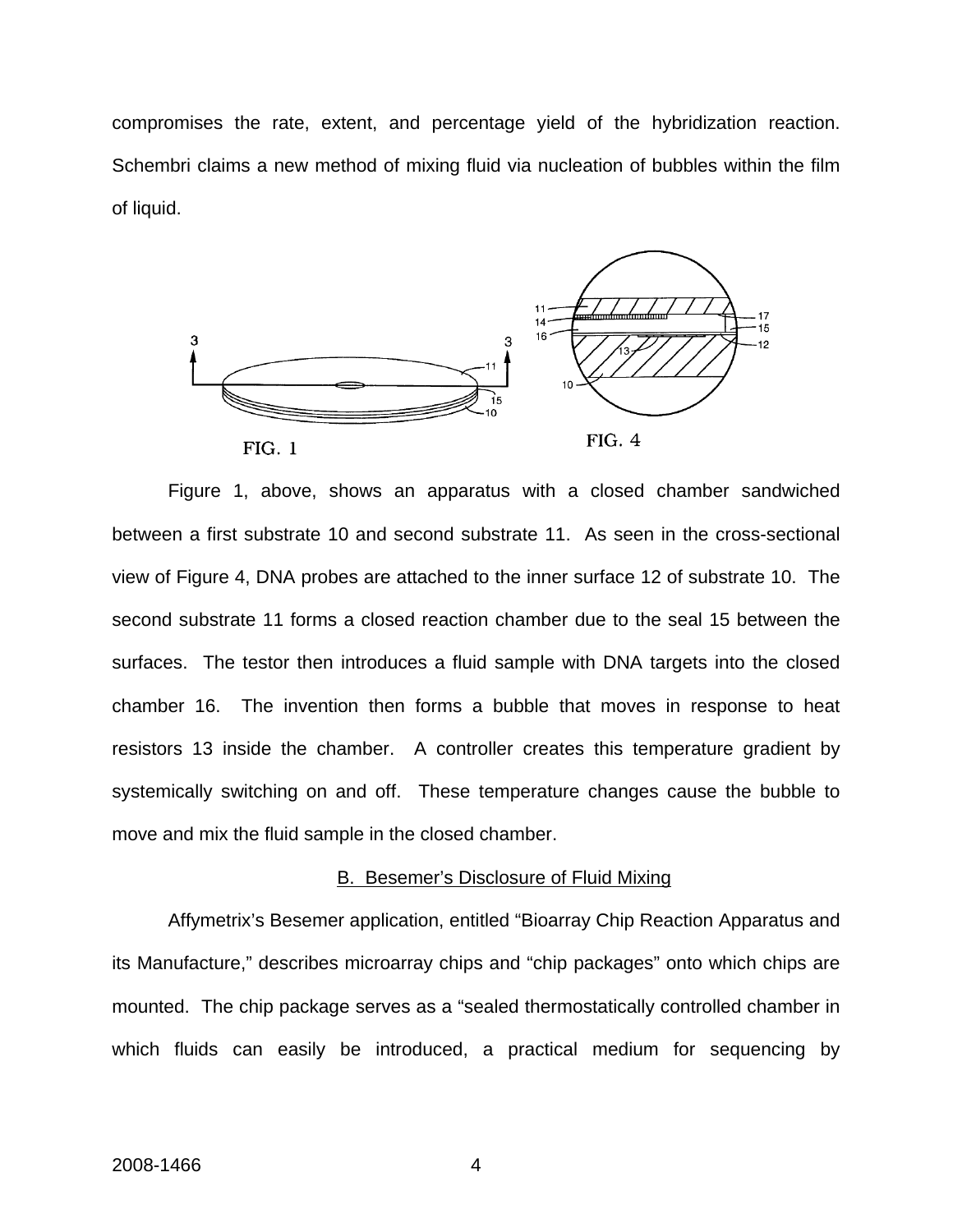compromises the rate, extent, and percentage yield of the hybridization reaction. Schembri claims a new method of mixing fluid via nucleation of bubbles within the film of liquid.

FIG. 1

FIG. 4

Figure 1, above, shows an apparatus with a closed chamber sandwiched between a first substrate 10 and second substrate 11. As seen in the cross-sectional view of Figure 4, DNA probes are attached to the inner surface 12 of substrate 10. The second substrate 11 forms a closed reaction chamber due to the seal 15 between the surfaces. The testor then introduces a fluid sample with DNA targets into the closed chamber 16. The invention then forms a bubble that moves in response to heat resistors 13 inside the chamber. A controller creates this temperature gradient by systemically switching on and off. These temperature changes cause the bubble to move and mix the fluid sample in the closed chamber.

B. Besemer's Disclosure of Fluid Mixing

Affymetrix's Besemer application, entitled "Bioarray Chip Reaction Apparatus and its Manufacture," describes microarray chips and "chip packages" onto which chips are mounted. The chip package serves as a "sealed thermostatically controlled chamber in which fluids can easily be introduced, a practical medium for sequencing by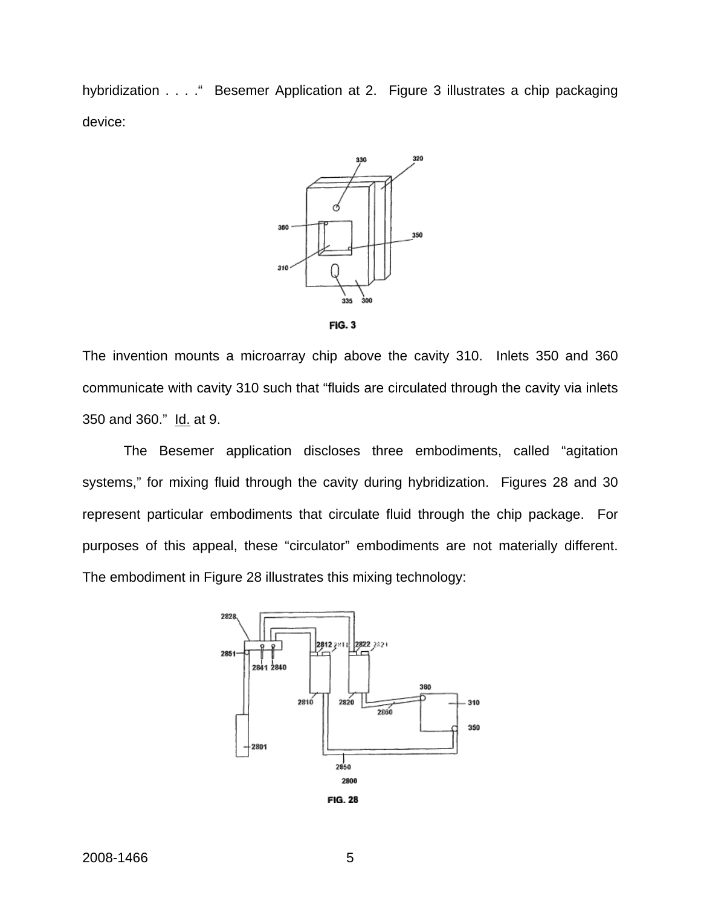hybridization . . . ." Besemer Application at 2. Figure 3 illustrates a chip packaging device:

FIG. 3

The invention mounts a microarray chip above the cavity 310. Inlets 350 and 360 communicate with cavity 310 such that "fluids are circulated through the cavity via inlets 350 and 360." Id. at 9.

The Besemer application discloses three embodiments, called "agitation systems," for mixing fluid through the cavity during hybridization. Figures 28 and 30 represent particular embodiments that circulate fluid through the chip package. For purposes of this appeal, these "circulator" embodiments are not materially different. The embodiment in Figure 28 illustrates this mixing technology:

FIG. 28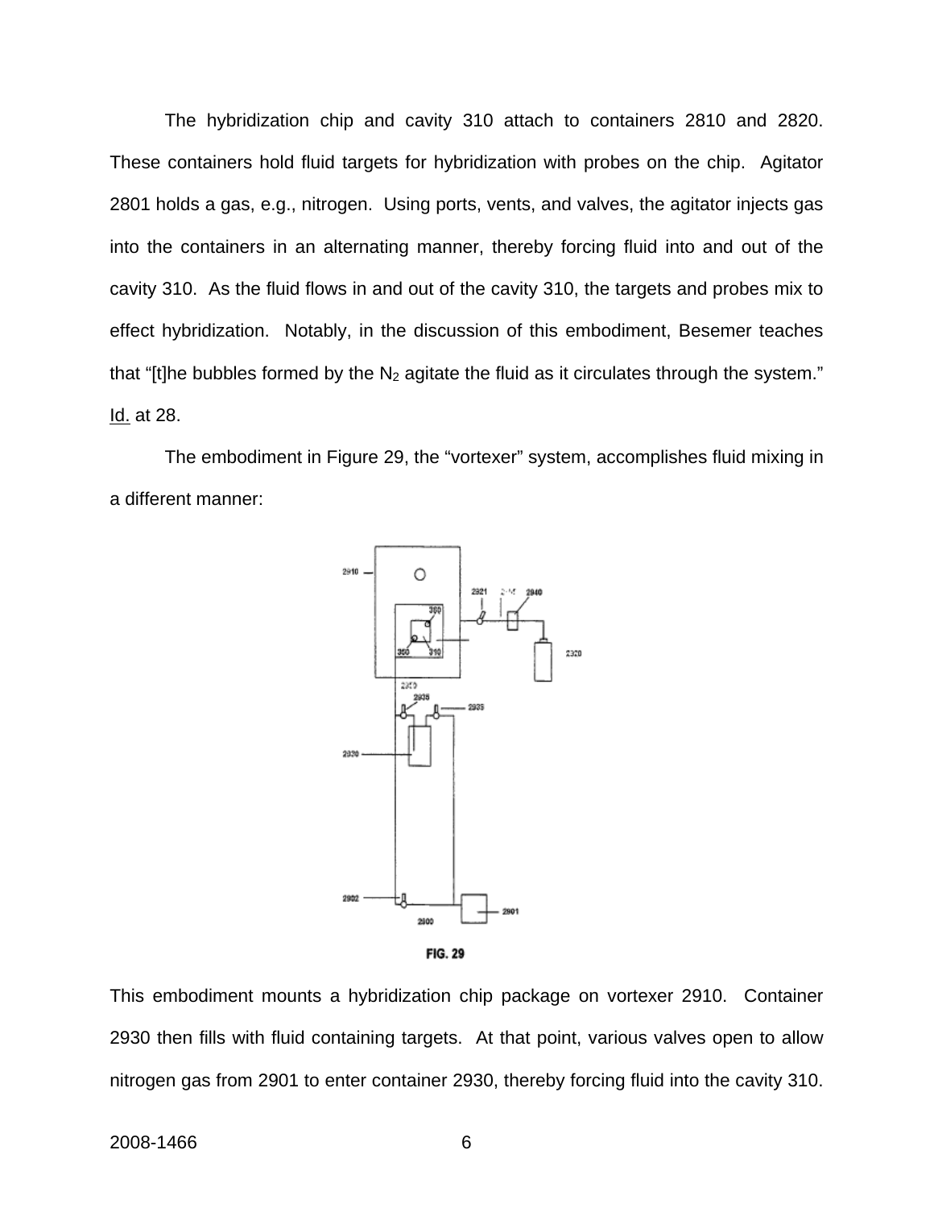The hybridization chip and cavity 310 attach to containers 2810 and 2820. These containers hold fluid targets for hybridization with probes on the chip. Agitator 2801 holds a gas, e.g., nitrogen. Using ports, vents, and valves, the agitator injects gas into the containers in an alternating manner, thereby forcing fluid into and out of the cavity 310. As the fluid flows in and out of the cavity 310, the targets and probes mix to effect hybridization. Notably, in the discussion of this embodiment, Besemer teaches that "[t]he bubbles formed by the $N_2$ agitate the fluid as it circulates through the system." Id. at 28.

The embodiment in Figure 29, the "vortexer" system, accomplishes fluid mixing in a different manner:

FIG. 29

This embodiment mounts a hybridization chip package on vortexer 2910. Container 2930 then fills with fluid containing targets. At that point, various valves open to allow nitrogen gas from 2901 to enter container 2930, thereby forcing fluid into the cavity 310.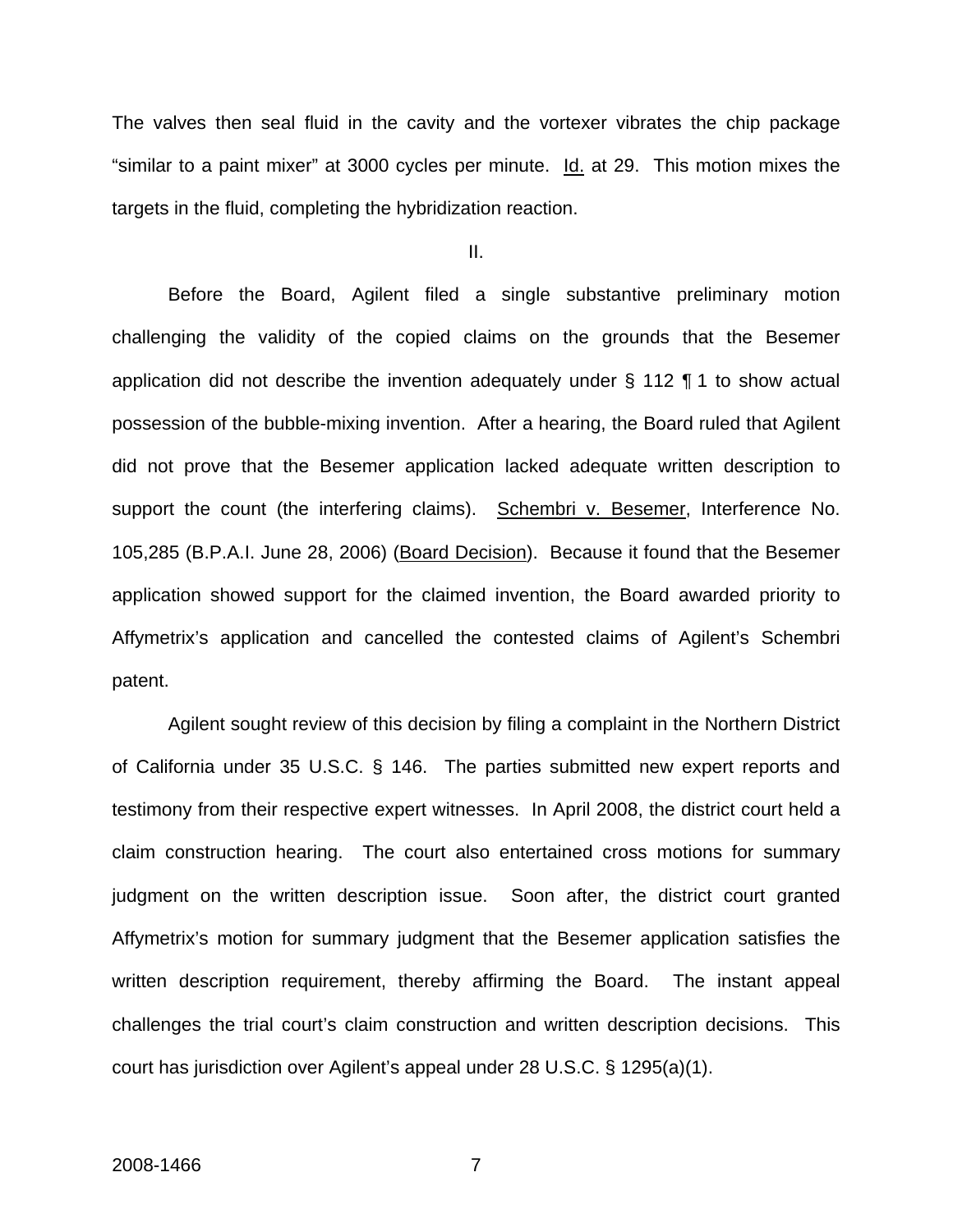The valves then seal fluid in the cavity and the vortexer vibrates the chip package "similar to a paint mixer" at 3000 cycles per minute. Id. at 29. This motion mixes the targets in the fluid, completing the hybridization reaction.

II.

Before the Board, Agilent filed a single substantive preliminary motion challenging the validity of the copied claims on the grounds that the Besemer application did not describe the invention adequately under § 112 ¶ 1 to show actual possession of the bubble-mixing invention. After a hearing, the Board ruled that Agilent did not prove that the Besemer application lacked adequate written description to support the count (the interfering claims). Schembri v. Besemer, Interference No. 105,285 (B.P.A.I. June 28, 2006) (Board Decision). Because it found that the Besemer application showed support for the claimed invention, the Board awarded priority to Affymetrix's application and cancelled the contested claims of Agilent's Schembri patent.

Agilent sought review of this decision by filing a complaint in the Northern District of California under 35 U.S.C. § 146. The parties submitted new expert reports and testimony from their respective expert witnesses. In April 2008, the district court held a claim construction hearing. The court also entertained cross motions for summary judgment on the written description issue. Soon after, the district court granted Affymetrix's motion for summary judgment that the Besemer application satisfies the written description requirement, thereby affirming the Board. The instant appeal challenges the trial court's claim construction and written description decisions. This court has jurisdiction over Agilent's appeal under 28 U.S.C. § 1295(a)(1).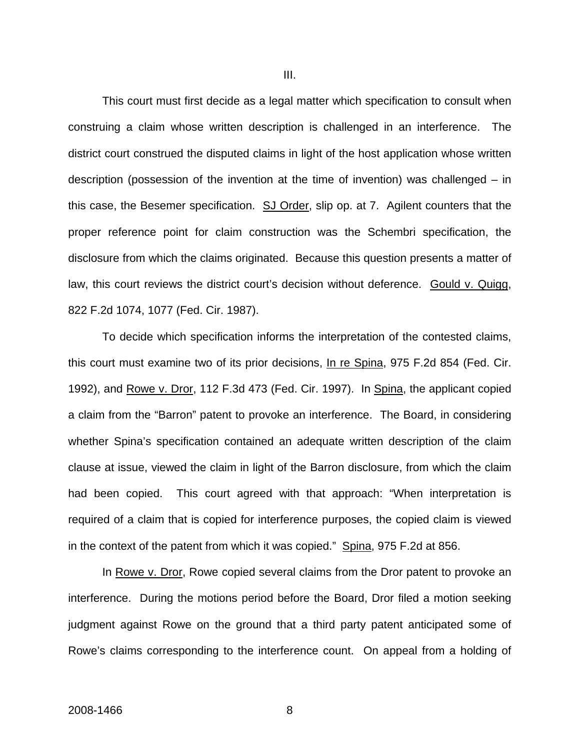III.

This court must first decide as a legal matter which specification to consult when construing a claim whose written description is challenged in an interference. The district court construed the disputed claims in light of the host application whose written description (possession of the invention at the time of invention) was challenged – in this case, the Besemer specification. SJ Order, slip op. at 7. Agilent counters that the proper reference point for claim construction was the Schembri specification, the disclosure from which the claims originated. Because this question presents a matter of law, this court reviews the district court's decision without deference. Gould v. Quigg, 822 F.2d 1074, 1077 (Fed. Cir. 1987).

To decide which specification informs the interpretation of the contested claims, this court must examine two of its prior decisions, In re Spina, 975 F.2d 854 (Fed. Cir. 1992), and Rowe v. Dror, 112 F.3d 473 (Fed. Cir. 1997). In Spina, the applicant copied a claim from the "Barron" patent to provoke an interference. The Board, in considering whether Spina's specification contained an adequate written description of the claim clause at issue, viewed the claim in light of the Barron disclosure, from which the claim had been copied. This court agreed with that approach: "When interpretation is required of a claim that is copied for interference purposes, the copied claim is viewed in the context of the patent from which it was copied." Spina, 975 F.2d at 856.

In Rowe v. Dror, Rowe copied several claims from the Dror patent to provoke an interference. During the motions period before the Board, Dror filed a motion seeking judgment against Rowe on the ground that a third party patent anticipated some of Rowe's claims corresponding to the interference count. On appeal from a holding of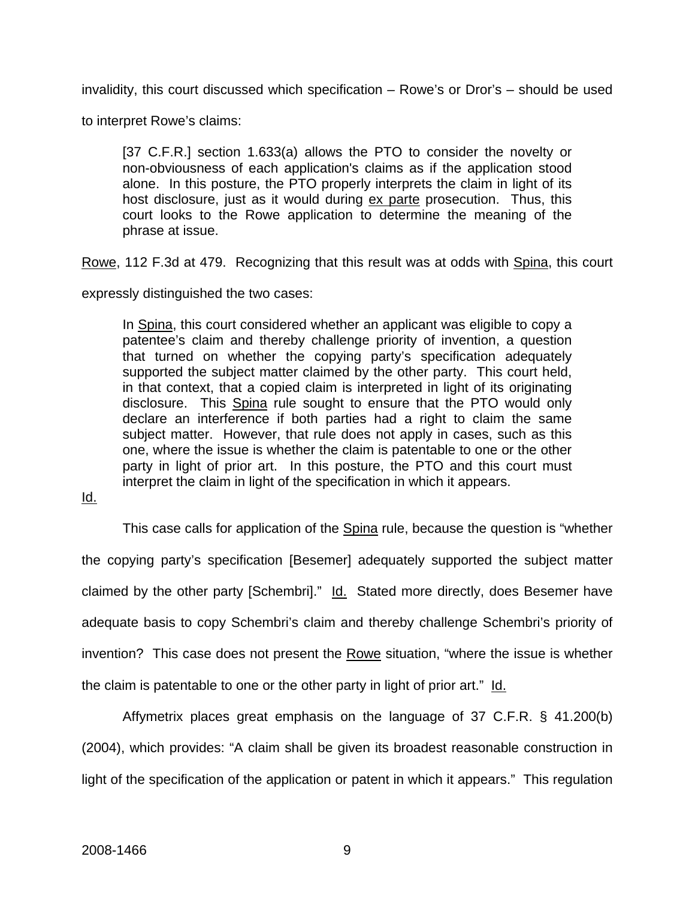invalidity, this court discussed which specification – Rowe's or Dror's – should be used to interpret Rowe's claims:

> [37 C.F.R.] section 1.633(a) allows the PTO to consider the novelty or non-obviousness of each application's claims as if the application stood alone. In this posture, the PTO properly interprets the claim in light of its host disclosure, just as it would during ex parte prosecution. Thus, this court looks to the Rowe application to determine the meaning of the phrase at issue.

Rowe, 112 F.3d at 479. Recognizing that this result was at odds with Spina, this court expressly distinguished the two cases:

> In Spina, this court considered whether an applicant was eligible to copy a patentee's claim and thereby challenge priority of invention, a question that turned on whether the copying party's specification adequately supported the subject matter claimed by the other party. This court held, in that context, that a copied claim is interpreted in light of its originating disclosure. This Spina rule sought to ensure that the PTO would only declare an interference if both parties had a right to claim the same subject matter. However, that rule does not apply in cases, such as this one, where the issue is whether the claim is patentable to one or the other party in light of prior art. In this posture, the PTO and this court must interpret the claim in light of the specification in which it appears.

Id.

This case calls for application of the Spina rule, because the question is "whether the copying party's specification [Besemer] adequately supported the subject matter claimed by the other party [Schembri]." Id. Stated more directly, does Besemer have adequate basis to copy Schembri's claim and thereby challenge Schembri's priority of invention? This case does not present the Rowe situation, "where the issue is whether the claim is patentable to one or the other party in light of prior art." Id.

Affymetrix places great emphasis on the language of 37 C.F.R. § 41.200(b) (2004), which provides: "A claim shall be given its broadest reasonable construction in light of the specification of the application or patent in which it appears." This regulation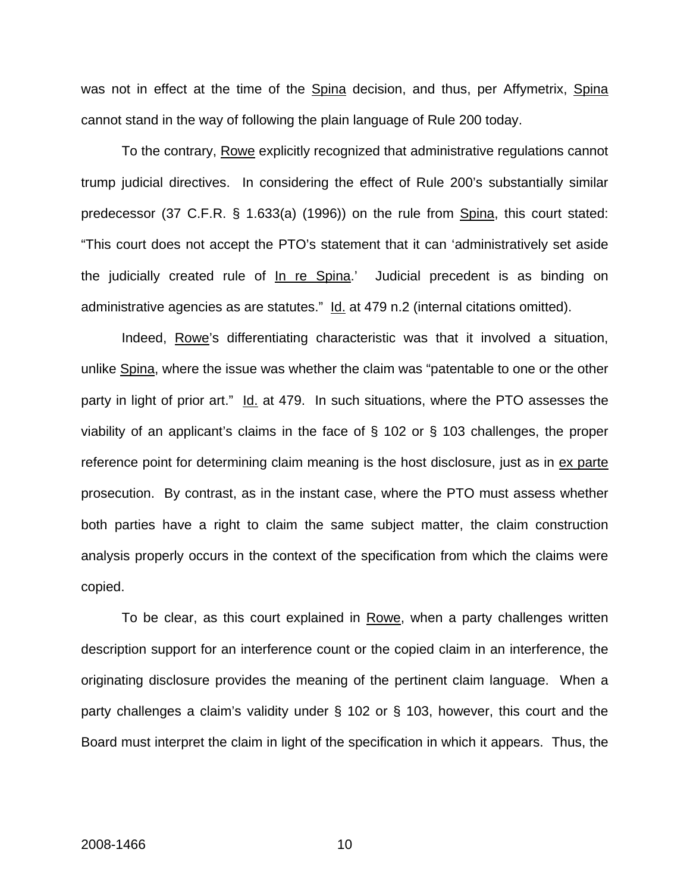was not in effect at the time of the Spina decision, and thus, per Affymetrix, Spina cannot stand in the way of following the plain language of Rule 200 today.

To the contrary, Rowe explicitly recognized that administrative regulations cannot trump judicial directives. In considering the effect of Rule 200's substantially similar predecessor (37 C.F.R. § 1.633(a) (1996)) on the rule from Spina, this court stated: "This court does not accept the PTO's statement that it can 'administratively set aside the judicially created rule of In re Spina.' Judicial precedent is as binding on administrative agencies as are statutes." Id. at 479 n.2 (internal citations omitted).

Indeed, Rowe's differentiating characteristic was that it involved a situation, unlike Spina, where the issue was whether the claim was "patentable to one or the other party in light of prior art." Id. at 479. In such situations, where the PTO assesses the viability of an applicant's claims in the face of § 102 or § 103 challenges, the proper reference point for determining claim meaning is the host disclosure, just as in ex parte prosecution. By contrast, as in the instant case, where the PTO must assess whether both parties have a right to claim the same subject matter, the claim construction analysis properly occurs in the context of the specification from which the claims were copied.

To be clear, as this court explained in Rowe, when a party challenges written description support for an interference count or the copied claim in an interference, the originating disclosure provides the meaning of the pertinent claim language. When a party challenges a claim's validity under § 102 or § 103, however, this court and the Board must interpret the claim in light of the specification in which it appears. Thus, the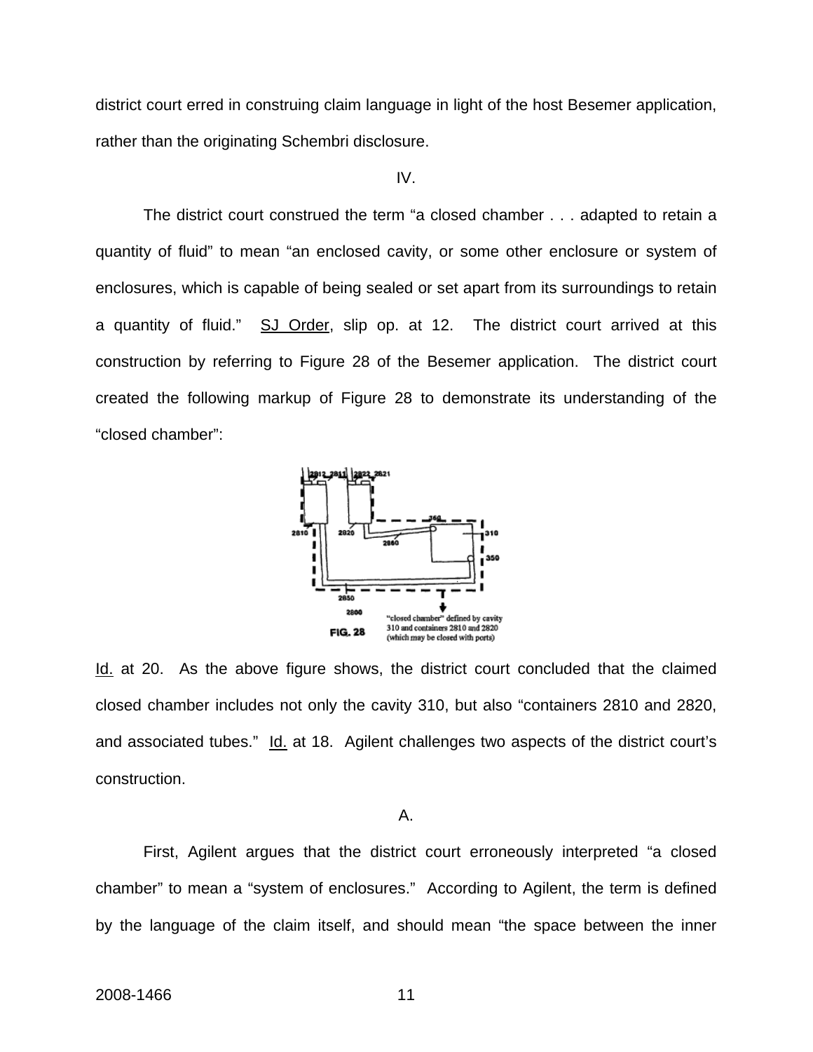district court erred in construing claim language in light of the host Besemer application, rather than the originating Schembri disclosure.

IV.

The district court construed the term "a closed chamber . . . adapted to retain a quantity of fluid" to mean "an enclosed cavity, or some other enclosure or system of enclosures, which is capable of being sealed or set apart from its surroundings to retain a quantity of fluid." SJ Order, slip op. at 12. The district court arrived at this construction by referring to Figure 28 of the Besemer application. The district court created the following markup of Figure 28 to demonstrate its understanding of the "closed chamber":

Id. at 20. As the above figure shows, the district court concluded that the claimed closed chamber includes not only the cavity 310, but also "containers 2810 and 2820, and associated tubes." Id. at 18. Agilent challenges two aspects of the district court's construction.

A.

First, Agilent argues that the district court erroneously interpreted "a closed chamber" to mean a "system of enclosures." According to Agilent, the term is defined by the language of the claim itself, and should mean "the space between the inner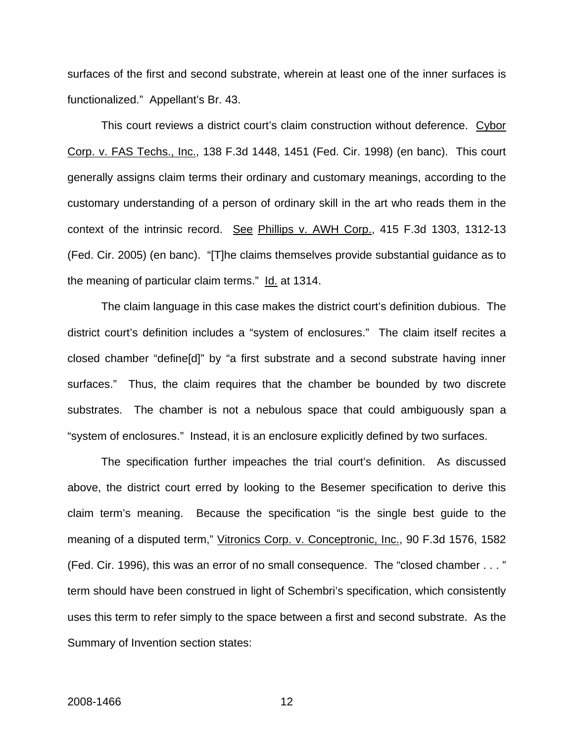surfaces of the first and second substrate, wherein at least one of the inner surfaces is functionalized." Appellant's Br. 43.

This court reviews a district court's claim construction without deference. Cybor Corp. v. FAS Techs., Inc., 138 F.3d 1448, 1451 (Fed. Cir. 1998) (en banc). This court generally assigns claim terms their ordinary and customary meanings, according to the customary understanding of a person of ordinary skill in the art who reads them in the context of the intrinsic record. See Phillips v. AWH Corp., 415 F.3d 1303, 1312-13 (Fed. Cir. 2005) (en banc). "[T]he claims themselves provide substantial guidance as to the meaning of particular claim terms." Id. at 1314.

The claim language in this case makes the district court's definition dubious. The district court's definition includes a "system of enclosures." The claim itself recites a closed chamber "define[d]" by "a first substrate and a second substrate having inner surfaces." Thus, the claim requires that the chamber be bounded by two discrete substrates. The chamber is not a nebulous space that could ambiguously span a "system of enclosures." Instead, it is an enclosure explicitly defined by two surfaces.

The specification further impeaches the trial court's definition. As discussed above, the district court erred by looking to the Besemer specification to derive this claim term's meaning. Because the specification "is the single best guide to the meaning of a disputed term," Vitronics Corp. v. Conceptronic, Inc., 90 F.3d 1576, 1582 (Fed. Cir. 1996), this was an error of no small consequence. The "closed chamber . . . " term should have been construed in light of Schembri's specification, which consistently uses this term to refer simply to the space between a first and second substrate. As the Summary of Invention section states: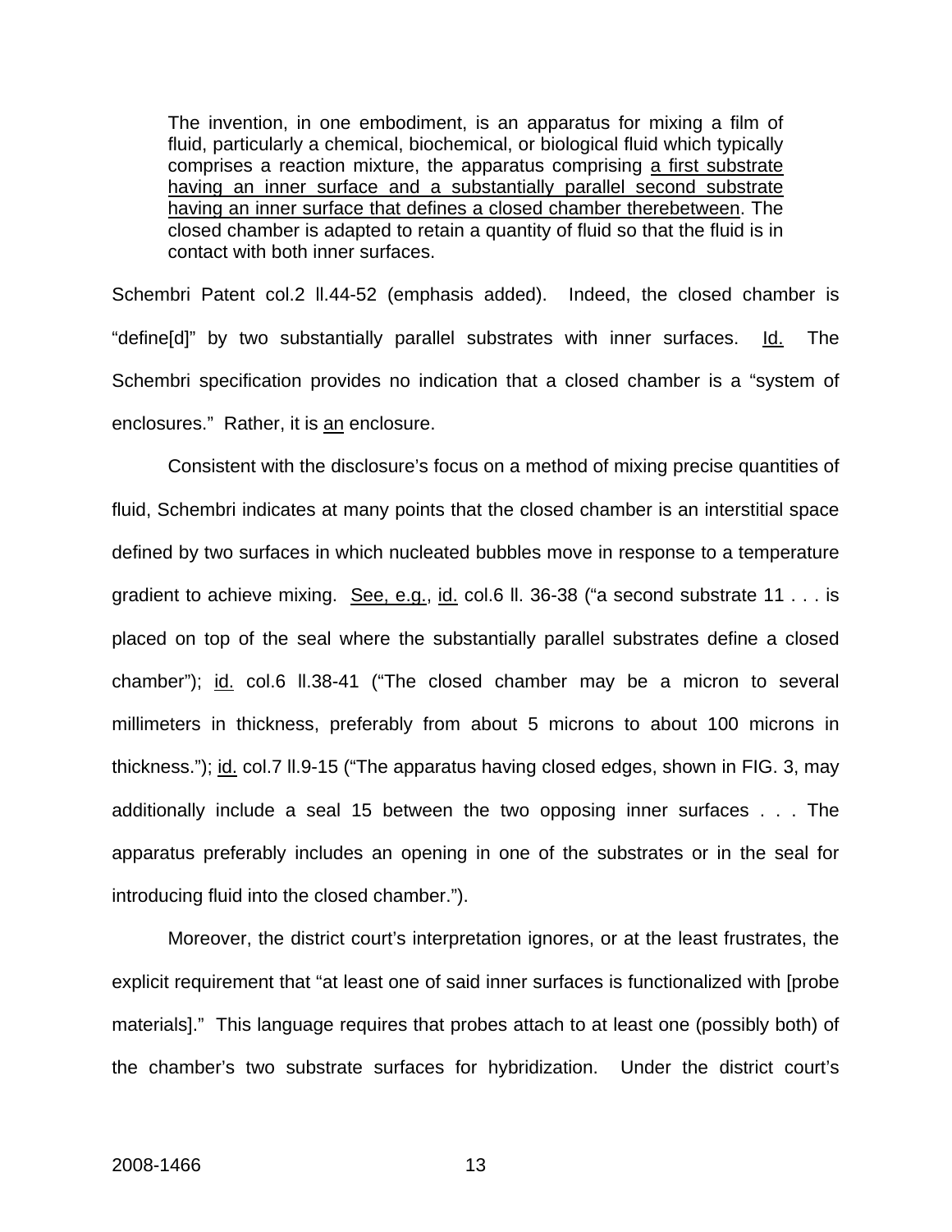> The invention, in one embodiment, is an apparatus for mixing a film of fluid, particularly a chemical, biochemical, or biological fluid which typically comprises a reaction mixture, the apparatus comprising <u>a first substrate having an inner surface and a substantially parallel second substrate having an inner surface that defines a closed chamber therebetween</u>. The closed chamber is adapted to retain a quantity of fluid so that the fluid is in contact with both inner surfaces.

Schembri Patent col.2 ll.44-52 (emphasis added). Indeed, the closed chamber is "define[d]" by two substantially parallel substrates with inner surfaces. <u>Id.</u> The Schembri specification provides no indication that a closed chamber is a "system of enclosures." Rather, it is <u>an</u> enclosure.

Consistent with the disclosure's focus on a method of mixing precise quantities of fluid, Schembri indicates at many points that the closed chamber is an interstitial space defined by two surfaces in which nucleated bubbles move in response to a temperature gradient to achieve mixing. <u>See, e.g.</u>, <u>id.</u> col.6 ll. 36-38 ("a second substrate 11 . . . is placed on top of the seal where the substantially parallel substrates define a closed chamber"); <u>id.</u> col.6 ll.38-41 ("The closed chamber may be a micron to several millimeters in thickness, preferably from about 5 microns to about 100 microns in thickness."); <u>id.</u> col.7 ll.9-15 ("The apparatus having closed edges, shown in FIG. 3, may additionally include a seal 15 between the two opposing inner surfaces . . . The apparatus preferably includes an opening in one of the substrates or in the seal for introducing fluid into the closed chamber.").

Moreover, the district court's interpretation ignores, or at the least frustrates, the explicit requirement that "at least one of said inner surfaces is functionalized with [probe materials]." This language requires that probes attach to at least one (possibly both) of the chamber's two substrate surfaces for hybridization. Under the district court's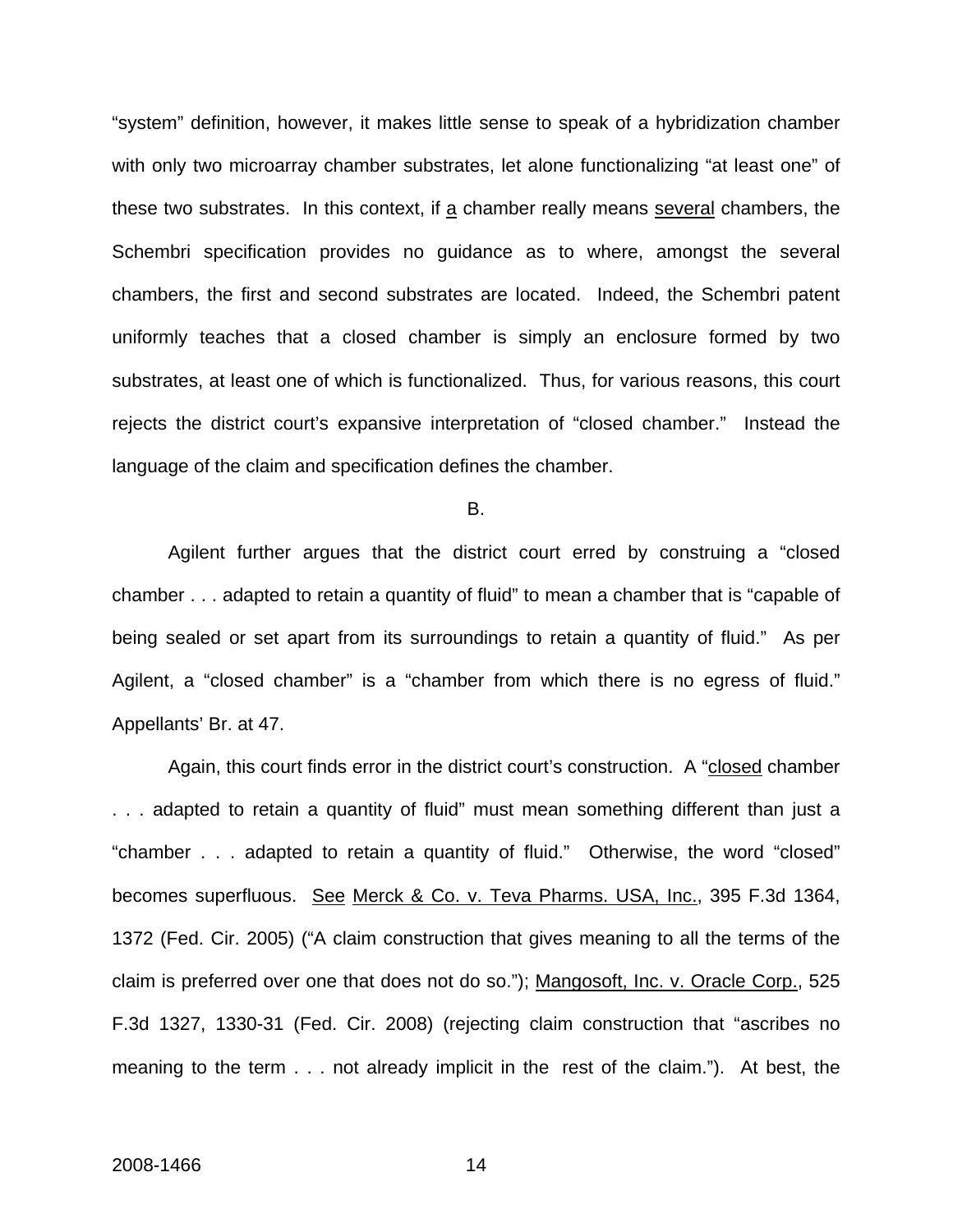"system" definition, however, it makes little sense to speak of a hybridization chamber with only two microarray chamber substrates, let alone functionalizing "at least one" of these two substrates. In this context, if a chamber really means several chambers, the Schembri specification provides no guidance as to where, amongst the several chambers, the first and second substrates are located. Indeed, the Schembri patent uniformly teaches that a closed chamber is simply an enclosure formed by two substrates, at least one of which is functionalized. Thus, for various reasons, this court rejects the district court's expansive interpretation of "closed chamber." Instead the language of the claim and specification defines the chamber.

B.

Agilent further argues that the district court erred by construing a "closed chamber . . . adapted to retain a quantity of fluid" to mean a chamber that is "capable of being sealed or set apart from its surroundings to retain a quantity of fluid." As per Agilent, a "closed chamber" is a "chamber from which there is no egress of fluid." Appellants' Br. at 47.

Again, this court finds error in the district court's construction. A "closed chamber . . . adapted to retain a quantity of fluid" must mean something different than just a "chamber . . . adapted to retain a quantity of fluid." Otherwise, the word "closed" becomes superfluous. See Merck & Co. v. Teva Pharms. USA, Inc., 395 F.3d 1364, 1372 (Fed. Cir. 2005) ("A claim construction that gives meaning to all the terms of the claim is preferred over one that does not do so."); Mangosoft, Inc. v. Oracle Corp., 525 F.3d 1327, 1330-31 (Fed. Cir. 2008) (rejecting claim construction that "ascribes no meaning to the term . . . not already implicit in the rest of the claim."). At best, the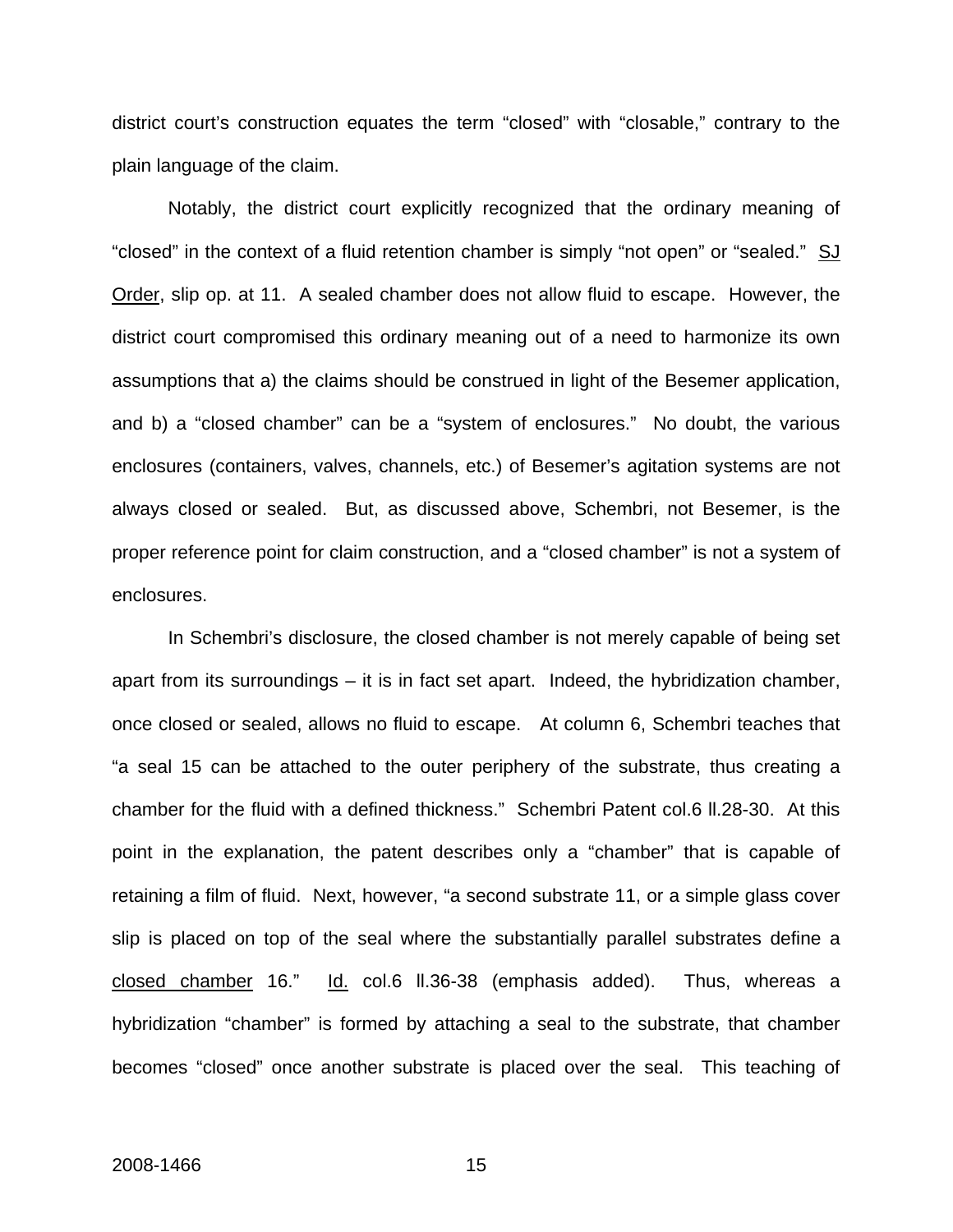district court's construction equates the term "closed" with "closable," contrary to the plain language of the claim.

Notably, the district court explicitly recognized that the ordinary meaning of "closed" in the context of a fluid retention chamber is simply "not open" or "sealed." SJ Order, slip op. at 11. A sealed chamber does not allow fluid to escape. However, the district court compromised this ordinary meaning out of a need to harmonize its own assumptions that a) the claims should be construed in light of the Besemer application, and b) a "closed chamber" can be a "system of enclosures." No doubt, the various enclosures (containers, valves, channels, etc.) of Besemer's agitation systems are not always closed or sealed. But, as discussed above, Schembri, not Besemer, is the proper reference point for claim construction, and a "closed chamber" is not a system of enclosures.

In Schembri's disclosure, the closed chamber is not merely capable of being set apart from its surroundings – it is in fact set apart. Indeed, the hybridization chamber, once closed or sealed, allows no fluid to escape. At column 6, Schembri teaches that "a seal 15 can be attached to the outer periphery of the substrate, thus creating a chamber for the fluid with a defined thickness." Schembri Patent col.6 ll.28-30. At this point in the explanation, the patent describes only a "chamber" that is capable of retaining a film of fluid. Next, however, "a second substrate 11, or a simple glass cover slip is placed on top of the seal where the substantially parallel substrates define a closed chamber 16." Id. col.6 ll.36-38 (emphasis added). Thus, whereas a hybridization "chamber" is formed by attaching a seal to the substrate, that chamber becomes "closed" once another substrate is placed over the seal. This teaching of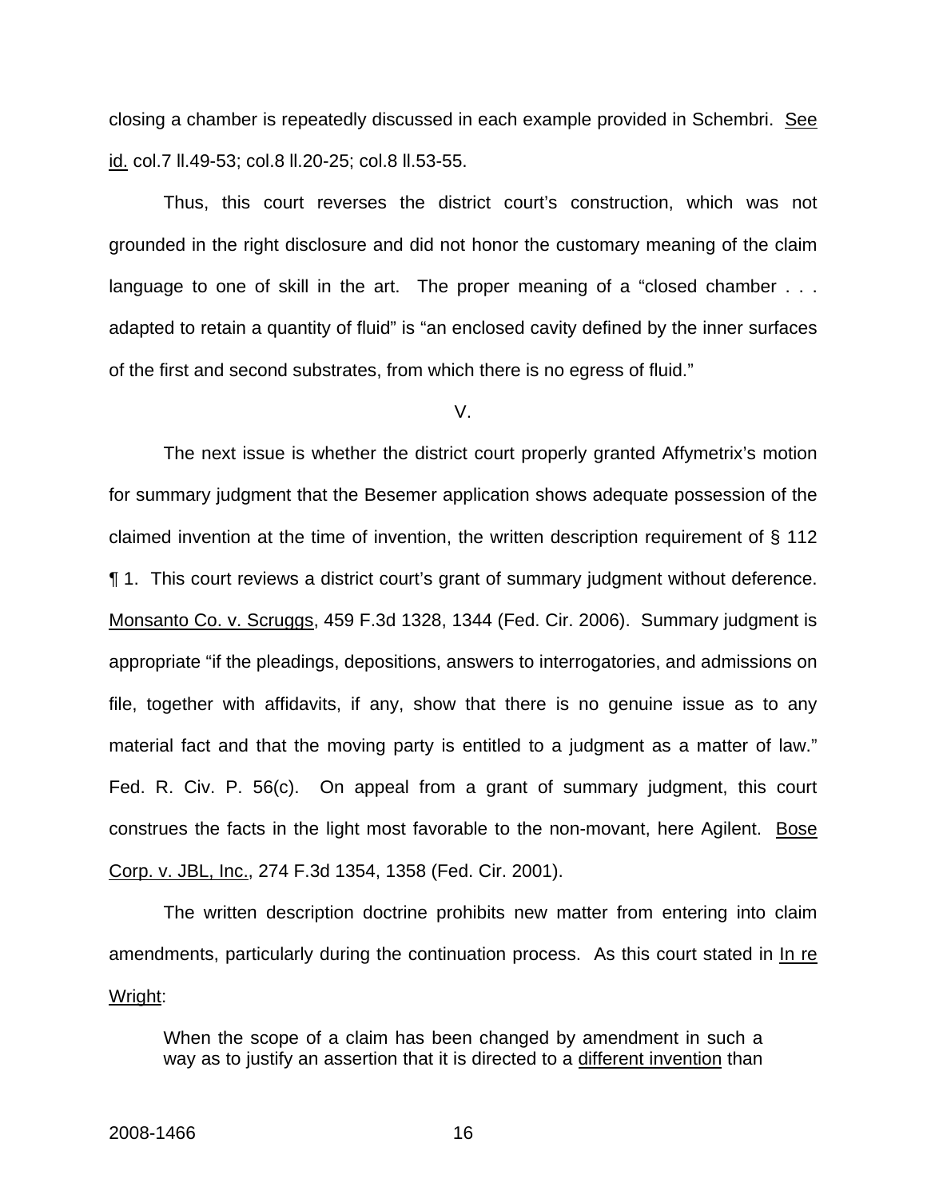closing a chamber is repeatedly discussed in each example provided in Schembri. See id. col.7 ll.49-53; col.8 ll.20-25; col.8 ll.53-55.

Thus, this court reverses the district court's construction, which was not grounded in the right disclosure and did not honor the customary meaning of the claim language to one of skill in the art. The proper meaning of a "closed chamber . . . adapted to retain a quantity of fluid" is "an enclosed cavity defined by the inner surfaces of the first and second substrates, from which there is no egress of fluid."

V.

The next issue is whether the district court properly granted Affymetrix's motion for summary judgment that the Besemer application shows adequate possession of the claimed invention at the time of invention, the written description requirement of § 112 ¶ 1. This court reviews a district court's grant of summary judgment without deference. Monsanto Co. v. Scruggs, 459 F.3d 1328, 1344 (Fed. Cir. 2006). Summary judgment is appropriate "if the pleadings, depositions, answers to interrogatories, and admissions on file, together with affidavits, if any, show that there is no genuine issue as to any material fact and that the moving party is entitled to a judgment as a matter of law." Fed. R. Civ. P. 56(c). On appeal from a grant of summary judgment, this court construes the facts in the light most favorable to the non-movant, here Agilent. Bose Corp. v. JBL, Inc., 274 F.3d 1354, 1358 (Fed. Cir. 2001).

The written description doctrine prohibits new matter from entering into claim amendments, particularly during the continuation process. As this court stated in In re Wright:

> When the scope of a claim has been changed by amendment in such a way as to justify an assertion that it is directed to a different invention than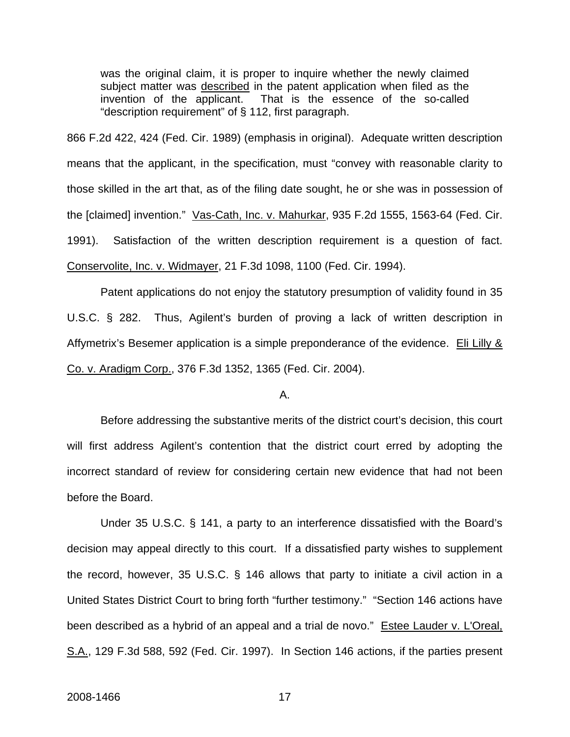> was the original claim, it is proper to inquire whether the newly claimed subject matter was described in the patent application when filed as the invention of the applicant. That is the essence of the so-called "description requirement" of § 112, first paragraph.

866 F.2d 422, 424 (Fed. Cir. 1989) (emphasis in original). Adequate written description means that the applicant, in the specification, must "convey with reasonable clarity to those skilled in the art that, as of the filing date sought, he or she was in possession of the [claimed] invention." Vas-Cath, Inc. v. Mahurkar, 935 F.2d 1555, 1563-64 (Fed. Cir. 1991). Satisfaction of the written description requirement is a question of fact. Conservolite, Inc. v. Widmayer, 21 F.3d 1098, 1100 (Fed. Cir. 1994).

Patent applications do not enjoy the statutory presumption of validity found in 35 U.S.C. § 282. Thus, Agilent's burden of proving a lack of written description in Affymetrix's Besemer application is a simple preponderance of the evidence. Eli Lilly & Co. v. Aradigm Corp., 376 F.3d 1352, 1365 (Fed. Cir. 2004).

A.

Before addressing the substantive merits of the district court's decision, this court will first address Agilent's contention that the district court erred by adopting the incorrect standard of review for considering certain new evidence that had not been before the Board.

Under 35 U.S.C. § 141, a party to an interference dissatisfied with the Board's decision may appeal directly to this court. If a dissatisfied party wishes to supplement the record, however, 35 U.S.C. § 146 allows that party to initiate a civil action in a United States District Court to bring forth "further testimony." "Section 146 actions have been described as a hybrid of an appeal and a trial de novo." Estee Lauder v. L'Oreal, S.A., 129 F.3d 588, 592 (Fed. Cir. 1997). In Section 146 actions, if the parties present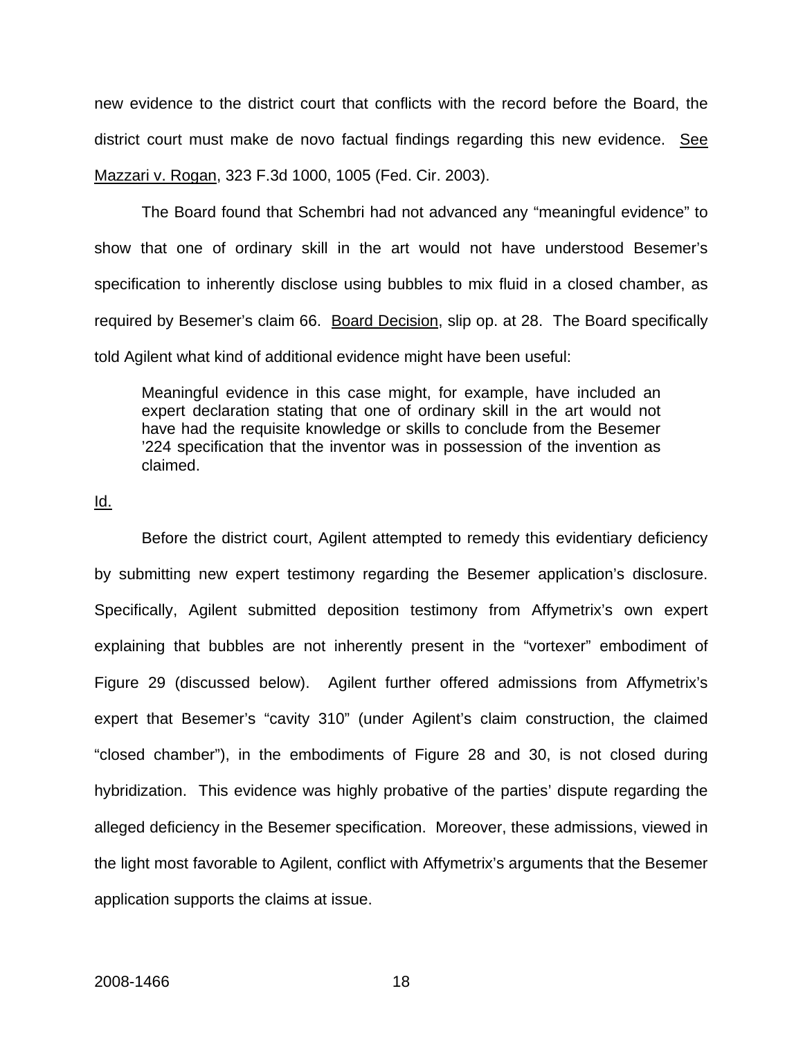new evidence to the district court that conflicts with the record before the Board, the district court must make de novo factual findings regarding this new evidence. See Mazzari v. Rogan, 323 F.3d 1000, 1005 (Fed. Cir. 2003).

The Board found that Schembri had not advanced any "meaningful evidence" to show that one of ordinary skill in the art would not have understood Besemer's specification to inherently disclose using bubbles to mix fluid in a closed chamber, as required by Besemer's claim 66. Board Decision, slip op. at 28. The Board specifically told Agilent what kind of additional evidence might have been useful:

> Meaningful evidence in this case might, for example, have included an expert declaration stating that one of ordinary skill in the art would not have had the requisite knowledge or skills to conclude from the Besemer '224 specification that the inventor was in possession of the invention as claimed.

Id.

Before the district court, Agilent attempted to remedy this evidentiary deficiency by submitting new expert testimony regarding the Besemer application's disclosure. Specifically, Agilent submitted deposition testimony from Affymetrix's own expert explaining that bubbles are not inherently present in the "vortexer" embodiment of Figure 29 (discussed below). Agilent further offered admissions from Affymetrix's expert that Besemer's "cavity 310" (under Agilent's claim construction, the claimed "closed chamber"), in the embodiments of Figure 28 and 30, is not closed during hybridization. This evidence was highly probative of the parties' dispute regarding the alleged deficiency in the Besemer specification. Moreover, these admissions, viewed in the light most favorable to Agilent, conflict with Affymetrix's arguments that the Besemer application supports the claims at issue.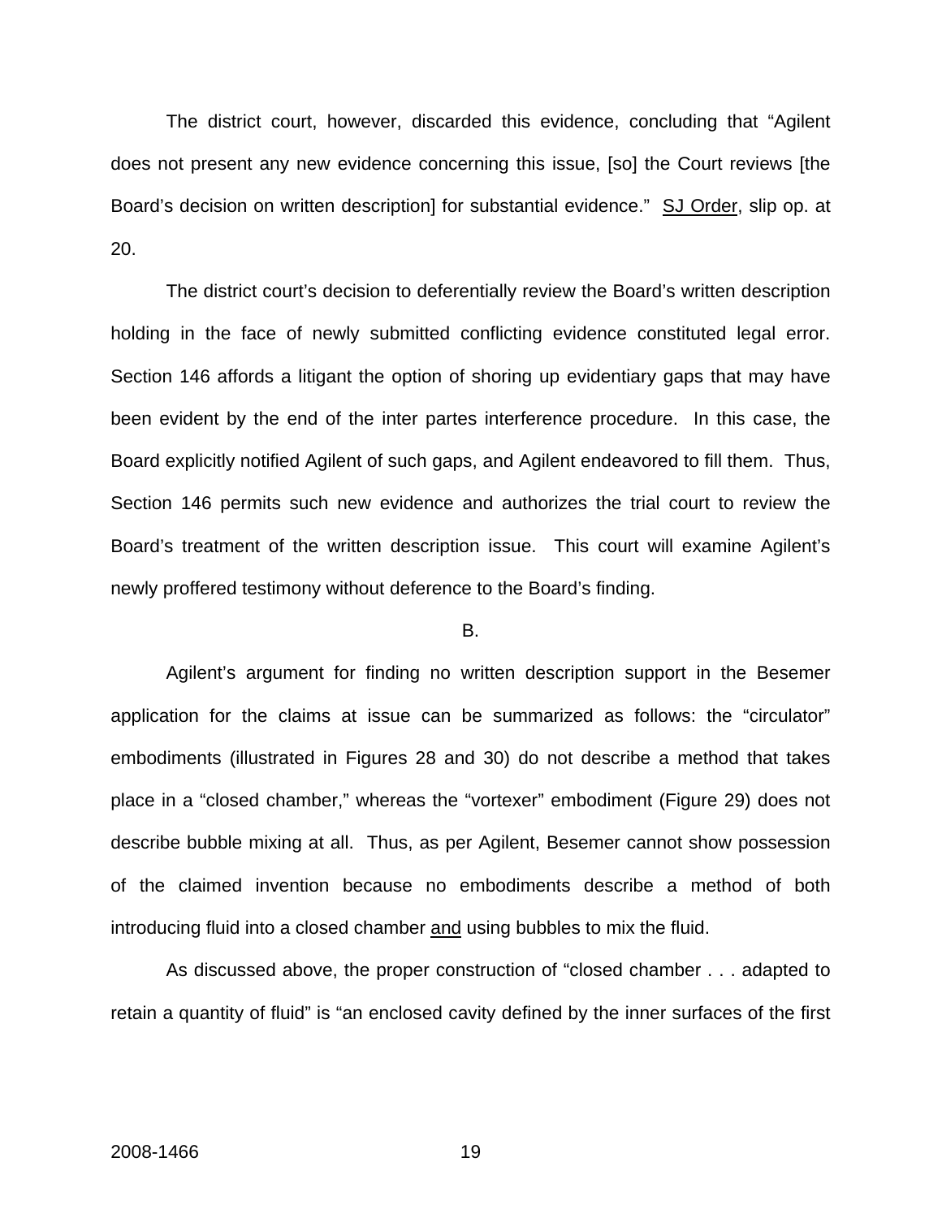The district court, however, discarded this evidence, concluding that "Agilent does not present any new evidence concerning this issue, [so] the Court reviews [the Board's decision on written description] for substantial evidence." SJ Order, slip op. at 20.

The district court's decision to deferentially review the Board's written description holding in the face of newly submitted conflicting evidence constituted legal error. Section 146 affords a litigant the option of shoring up evidentiary gaps that may have been evident by the end of the inter partes interference procedure. In this case, the Board explicitly notified Agilent of such gaps, and Agilent endeavored to fill them. Thus, Section 146 permits such new evidence and authorizes the trial court to review the Board's treatment of the written description issue. This court will examine Agilent's newly proffered testimony without deference to the Board's finding.

B.

Agilent's argument for finding no written description support in the Besemer application for the claims at issue can be summarized as follows: the "circulator" embodiments (illustrated in Figures 28 and 30) do not describe a method that takes place in a "closed chamber," whereas the "vortexer" embodiment (Figure 29) does not describe bubble mixing at all. Thus, as per Agilent, Besemer cannot show possession of the claimed invention because no embodiments describe a method of both introducing fluid into a closed chamber and using bubbles to mix the fluid.

As discussed above, the proper construction of "closed chamber . . . adapted to retain a quantity of fluid" is "an enclosed cavity defined by the inner surfaces of the first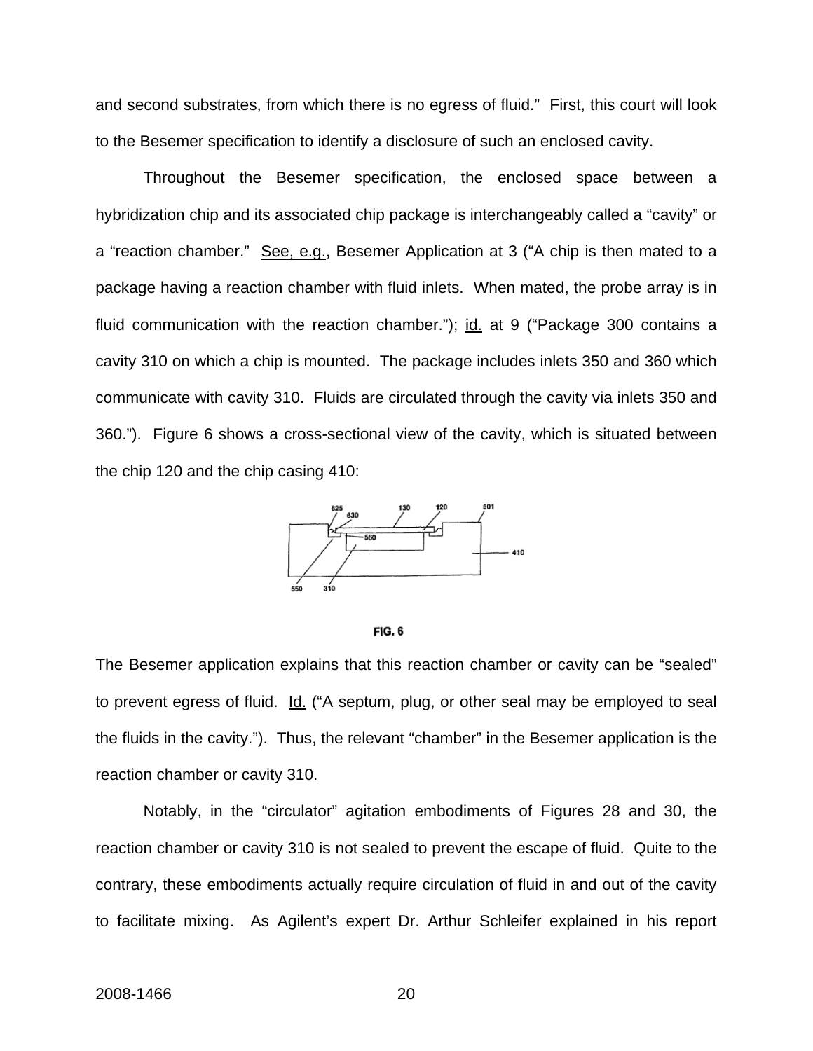and second substrates, from which there is no egress of fluid." First, this court will look to the Besemer specification to identify a disclosure of such an enclosed cavity.

Throughout the Besemer specification, the enclosed space between a hybridization chip and its associated chip package is interchangeably called a "cavity" or a "reaction chamber." See, e.g., Besemer Application at 3 ("A chip is then mated to a package having a reaction chamber with fluid inlets. When mated, the probe array is in fluid communication with the reaction chamber."); id. at 9 ("Package 300 contains a cavity 310 on which a chip is mounted. The package includes inlets 350 and 360 which communicate with cavity 310. Fluids are circulated through the cavity via inlets 350 and 360."). Figure 6 shows a cross-sectional view of the cavity, which is situated between the chip 120 and the chip casing 410:

FIG. 6

The Besemer application explains that this reaction chamber or cavity can be "sealed" to prevent egress of fluid. Id. ("A septum, plug, or other seal may be employed to seal the fluids in the cavity."). Thus, the relevant "chamber" in the Besemer application is the reaction chamber or cavity 310.

Notably, in the "circulator" agitation embodiments of Figures 28 and 30, the reaction chamber or cavity 310 is not sealed to prevent the escape of fluid. Quite to the contrary, these embodiments actually require circulation of fluid in and out of the cavity to facilitate mixing. As Agilent's expert Dr. Arthur Schleifer explained in his report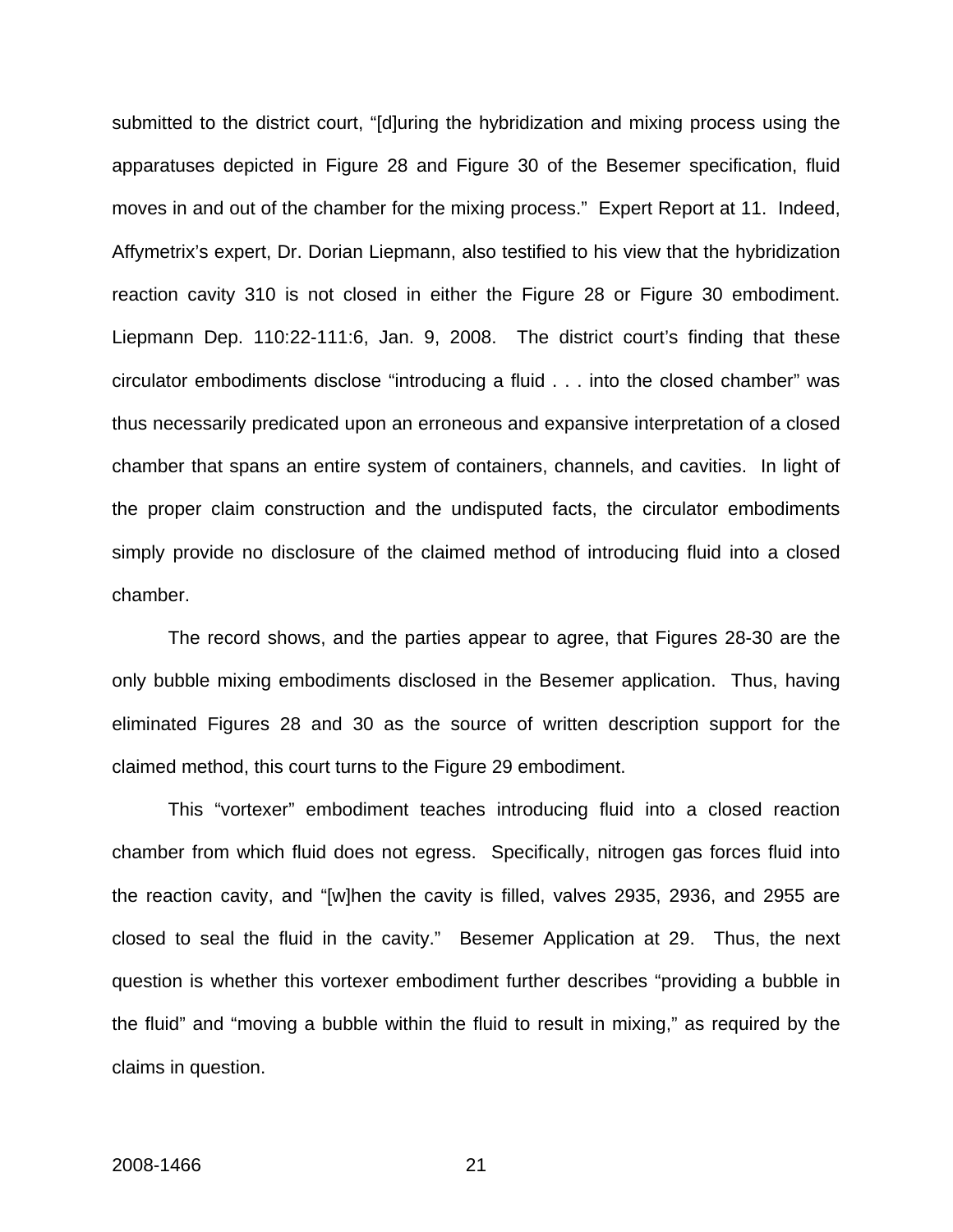submitted to the district court, "[d]uring the hybridization and mixing process using the apparatuses depicted in Figure 28 and Figure 30 of the Besemer specification, fluid moves in and out of the chamber for the mixing process." Expert Report at 11. Indeed, Affymetrix's expert, Dr. Dorian Liepmann, also testified to his view that the hybridization reaction cavity 310 is not closed in either the Figure 28 or Figure 30 embodiment. Liepmann Dep. 110:22-111:6, Jan. 9, 2008. The district court's finding that these circulator embodiments disclose "introducing a fluid . . . into the closed chamber" was thus necessarily predicated upon an erroneous and expansive interpretation of a closed chamber that spans an entire system of containers, channels, and cavities. In light of the proper claim construction and the undisputed facts, the circulator embodiments simply provide no disclosure of the claimed method of introducing fluid into a closed chamber.

The record shows, and the parties appear to agree, that Figures 28-30 are the only bubble mixing embodiments disclosed in the Besemer application. Thus, having eliminated Figures 28 and 30 as the source of written description support for the claimed method, this court turns to the Figure 29 embodiment.

This "vortexer" embodiment teaches introducing fluid into a closed reaction chamber from which fluid does not egress. Specifically, nitrogen gas forces fluid into the reaction cavity, and "[w]hen the cavity is filled, valves 2935, 2936, and 2955 are closed to seal the fluid in the cavity." Besemer Application at 29. Thus, the next question is whether this vortexer embodiment further describes "providing a bubble in the fluid" and "moving a bubble within the fluid to result in mixing," as required by the claims in question.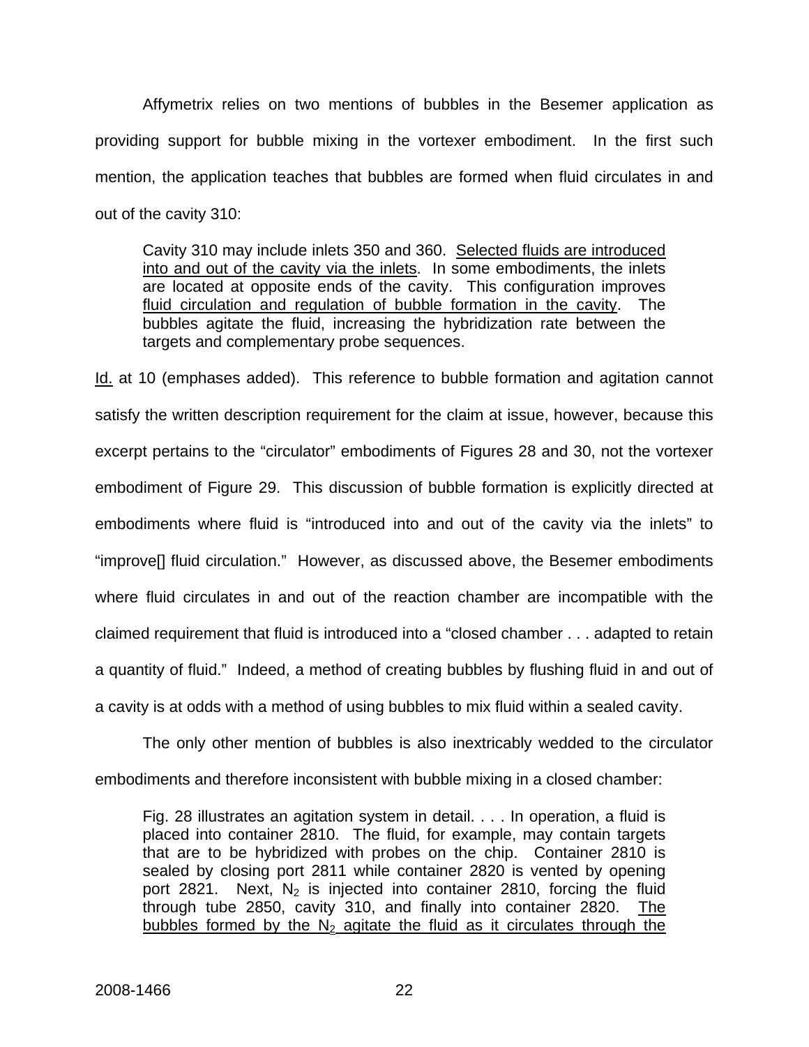Affymetrix relies on two mentions of bubbles in the Besemer application as providing support for bubble mixing in the vortexer embodiment. In the first such mention, the application teaches that bubbles are formed when fluid circulates in and out of the cavity 310:

> Cavity 310 may include inlets 350 and 360. <u>Selected fluids are introduced into and out of the cavity via the inlets</u>. In some embodiments, the inlets are located at opposite ends of the cavity. This configuration improves <u>fluid circulation and regulation of bubble formation in the cavity</u>. The bubbles agitate the fluid, increasing the hybridization rate between the targets and complementary probe sequences.

<u>Id.</u> at 10 (emphases added). This reference to bubble formation and agitation cannot satisfy the written description requirement for the claim at issue, however, because this excerpt pertains to the "circulator" embodiments of Figures 28 and 30, not the vortexer embodiment of Figure 29. This discussion of bubble formation is explicitly directed at embodiments where fluid is "introduced into and out of the cavity via the inlets" to "improve[] fluid circulation." However, as discussed above, the Besemer embodiments where fluid circulates in and out of the reaction chamber are incompatible with the claimed requirement that fluid is introduced into a "closed chamber . . . adapted to retain a quantity of fluid." Indeed, a method of creating bubbles by flushing fluid in and out of a cavity is at odds with a method of using bubbles to mix fluid within a sealed cavity.

The only other mention of bubbles is also inextricably wedded to the circulator embodiments and therefore inconsistent with bubble mixing in a closed chamber:

> Fig. 28 illustrates an agitation system in detail. . . . In operation, a fluid is placed into container 2810. The fluid, for example, may contain targets that are to be hybridized with probes on the chip. Container 2810 is sealed by closing port 2811 while container 2820 is vented by opening port 2821. Next, $N_2$ is injected into container 2810, forcing the fluid through tube 2850, cavity 310, and finally into container 2820. <u>The bubbles formed by the $N_2$ agitate the fluid as it circulates through the</u>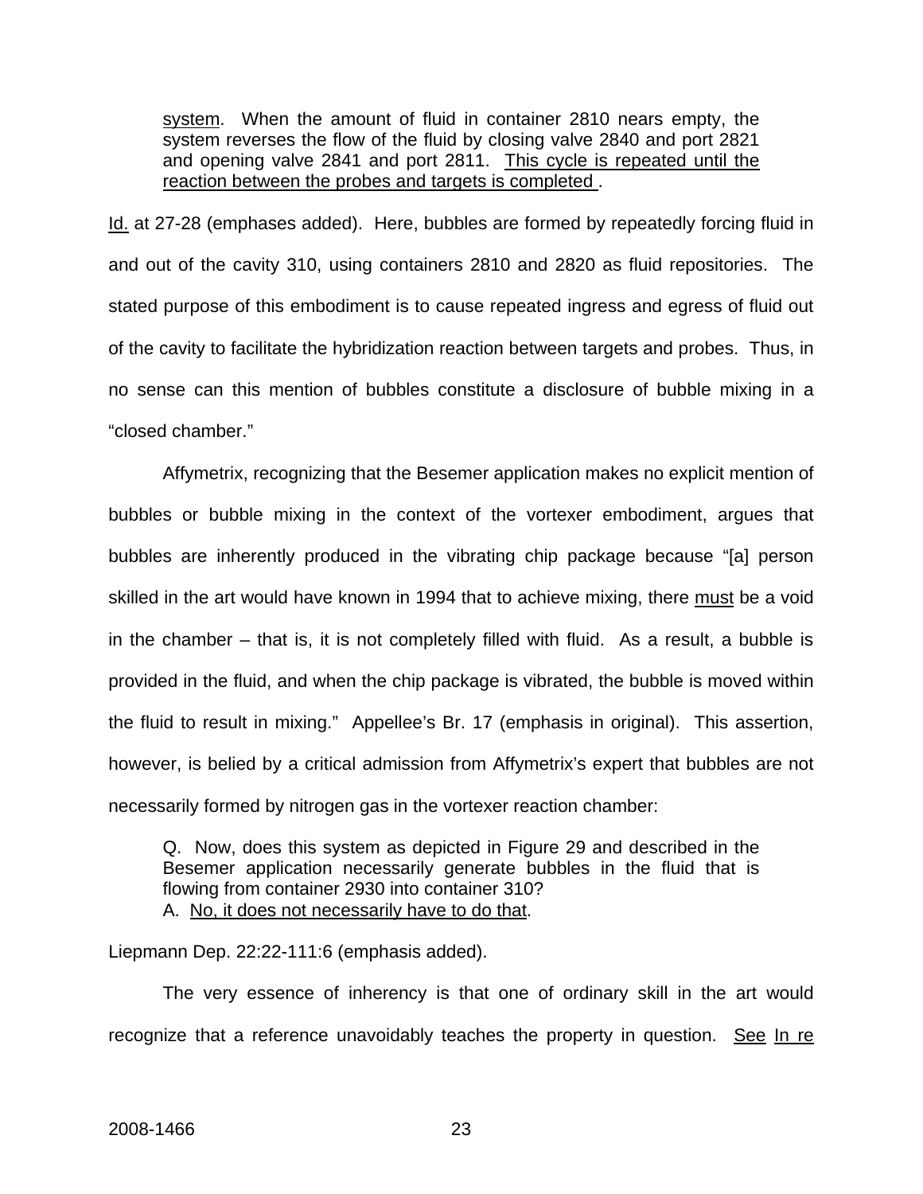> system. When the amount of fluid in container 2810 nears empty, the system reverses the flow of the fluid by closing valve 2840 and port 2821 and opening valve 2841 and port 2811. This cycle is repeated until the reaction between the probes and targets is completed.

Id. at 27-28 (emphases added). Here, bubbles are formed by repeatedly forcing fluid in and out of the cavity 310, using containers 2810 and 2820 as fluid repositories. The stated purpose of this embodiment is to cause repeated ingress and egress of fluid out of the cavity to facilitate the hybridization reaction between targets and probes. Thus, in no sense can this mention of bubbles constitute a disclosure of bubble mixing in a "closed chamber."

Affymetrix, recognizing that the Besemer application makes no explicit mention of bubbles or bubble mixing in the context of the vortexer embodiment, argues that bubbles are inherently produced in the vibrating chip package because "[a] person skilled in the art would have known in 1994 that to achieve mixing, there must be a void in the chamber – that is, it is not completely filled with fluid. As a result, a bubble is provided in the fluid, and when the chip package is vibrated, the bubble is moved within the fluid to result in mixing." Appellee's Br. 17 (emphasis in original). This assertion, however, is belied by a critical admission from Affymetrix's expert that bubbles are not necessarily formed by nitrogen gas in the vortexer reaction chamber:

> Q. Now, does this system as depicted in Figure 29 and described in the Besemer application necessarily generate bubbles in the fluid that is flowing from container 2930 into container 310?
> A. No, it does not necessarily have to do that.

Liepmann Dep. 22:22-111:6 (emphasis added).

The very essence of inherency is that one of ordinary skill in the art would recognize that a reference unavoidably teaches the property in question. See In re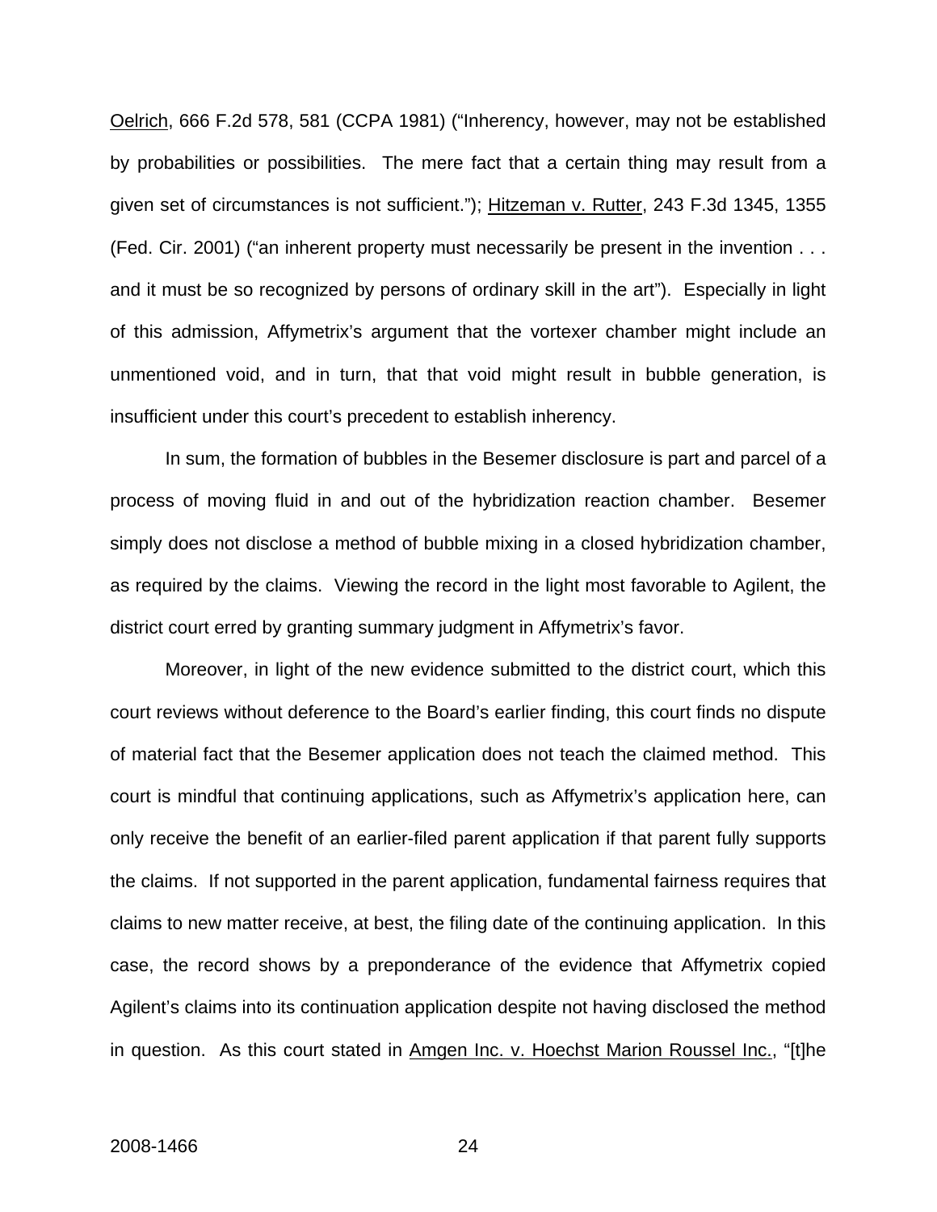Oelrich, 666 F.2d 578, 581 (CCPA 1981) ("Inherency, however, may not be established by probabilities or possibilities. The mere fact that a certain thing may result from a given set of circumstances is not sufficient."); Hitzeman v. Rutter, 243 F.3d 1345, 1355 (Fed. Cir. 2001) ("an inherent property must necessarily be present in the invention . . . and it must be so recognized by persons of ordinary skill in the art"). Especially in light of this admission, Affymetrix's argument that the vortexer chamber might include an unmentioned void, and in turn, that that void might result in bubble generation, is insufficient under this court's precedent to establish inherency.

In sum, the formation of bubbles in the Besemer disclosure is part and parcel of a process of moving fluid in and out of the hybridization reaction chamber. Besemer simply does not disclose a method of bubble mixing in a closed hybridization chamber, as required by the claims. Viewing the record in the light most favorable to Agilent, the district court erred by granting summary judgment in Affymetrix's favor.

Moreover, in light of the new evidence submitted to the district court, which this court reviews without deference to the Board's earlier finding, this court finds no dispute of material fact that the Besemer application does not teach the claimed method. This court is mindful that continuing applications, such as Affymetrix's application here, can only receive the benefit of an earlier-filed parent application if that parent fully supports the claims. If not supported in the parent application, fundamental fairness requires that claims to new matter receive, at best, the filing date of the continuing application. In this case, the record shows by a preponderance of the evidence that Affymetrix copied Agilent's claims into its continuation application despite not having disclosed the method in question. As this court stated in Amgen Inc. v. Hoechst Marion Roussel Inc., "[t]he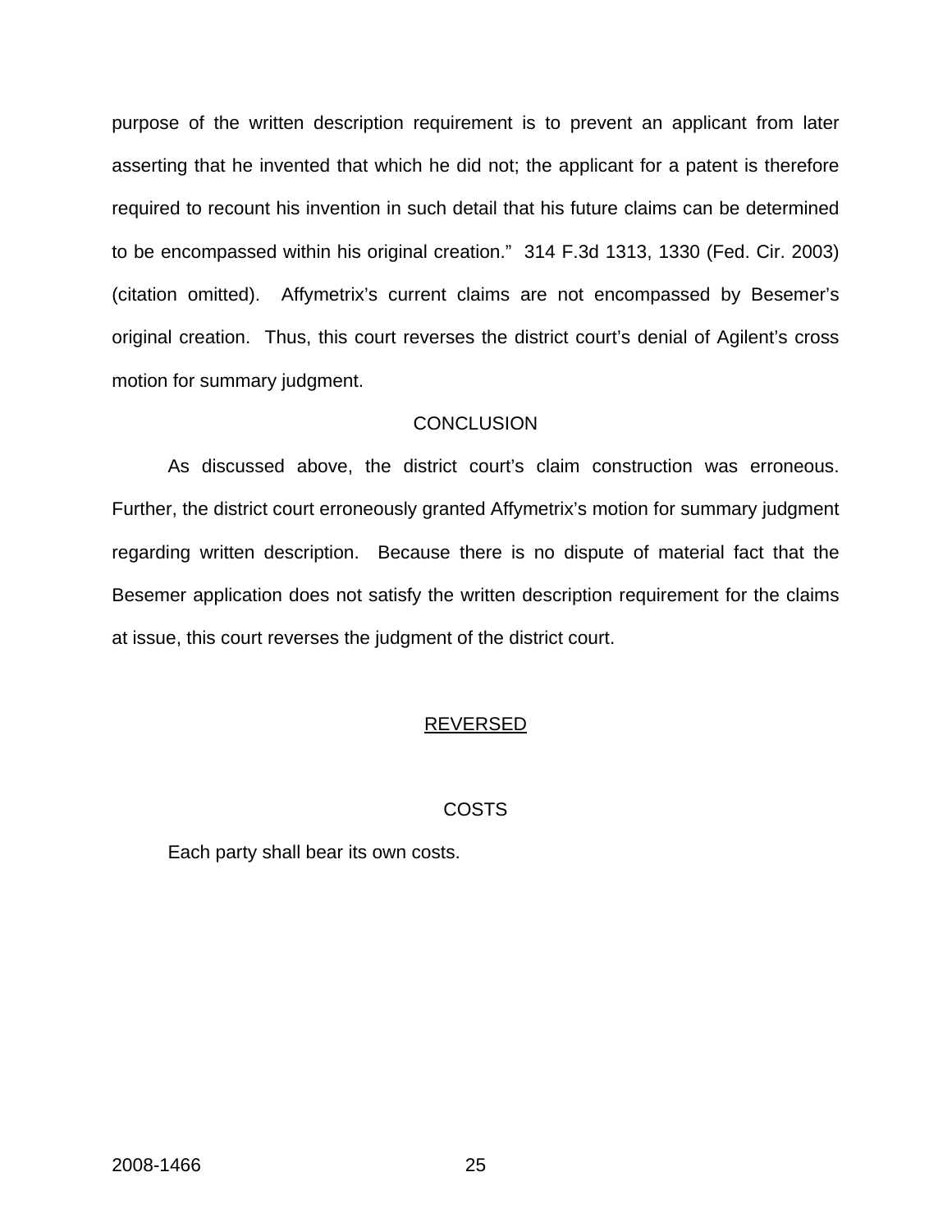purpose of the written description requirement is to prevent an applicant from later asserting that he invented that which he did not; the applicant for a patent is therefore required to recount his invention in such detail that his future claims can be determined to be encompassed within his original creation." 314 F.3d 1313, 1330 (Fed. Cir. 2003) (citation omitted). Affymetrix's current claims are not encompassed by Besemer's original creation. Thus, this court reverses the district court's denial of Agilent's cross motion for summary judgment.

## CONCLUSION

As discussed above, the district court's claim construction was erroneous. Further, the district court erroneously granted Affymetrix's motion for summary judgment regarding written description. Because there is no dispute of material fact that the Besemer application does not satisfy the written description requirement for the claims at issue, this court reverses the judgment of the district court.

## REVERSED

## COSTS

Each party shall bear its own costs.